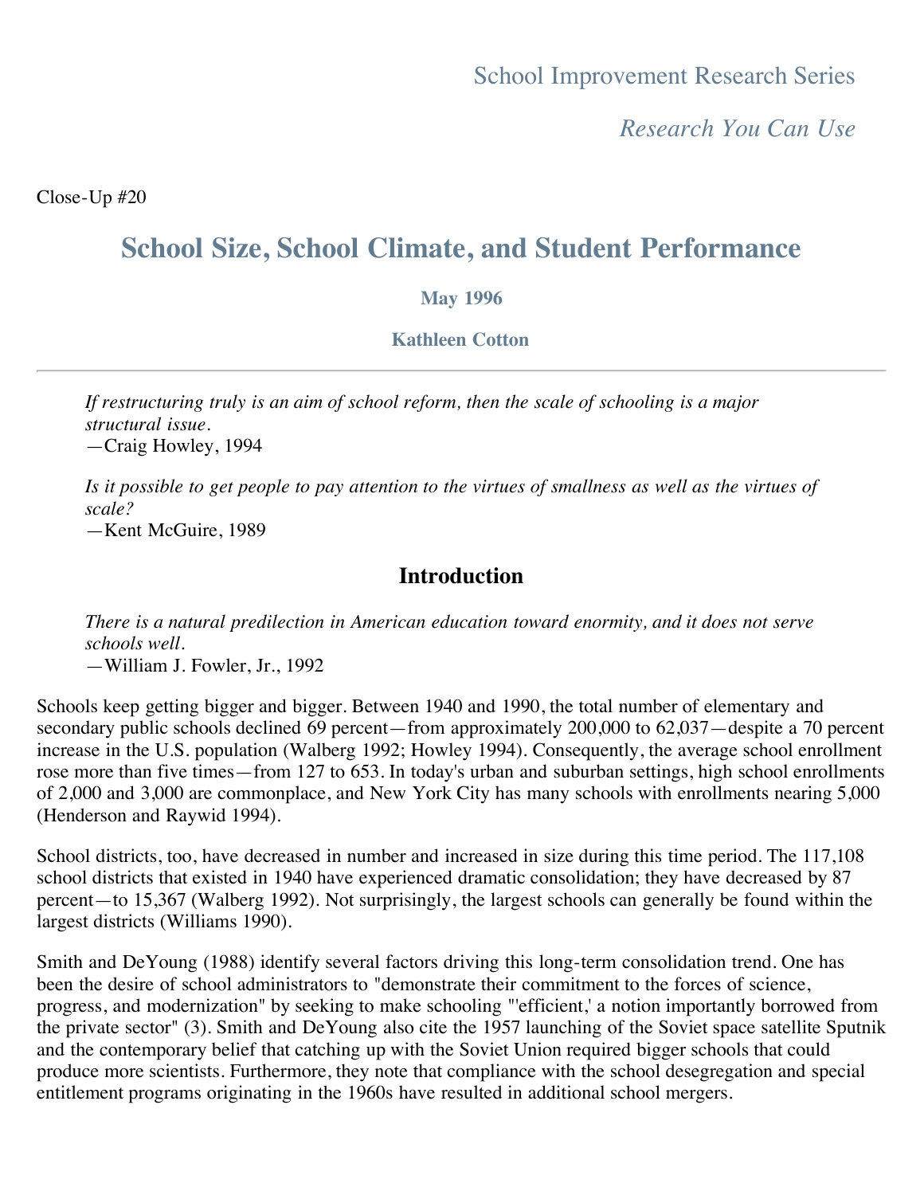School Improvement Research Series

*Research You Can Use*

Close-Up #20

# School Size, School Climate, and Student Performance

**May 1996**

**Kathleen Cotton**

---

> *If restructuring truly is an aim of school reform, then the scale of schooling is a major structural issue.*
> —Craig Howley, 1994

> *Is it possible to get people to pay attention to the virtues of smallness as well as the virtues of scale?*
> —Kent McGuire, 1989

## Introduction

> *There is a natural predilection in American education toward enormity, and it does not serve schools well.*
> —William J. Fowler, Jr., 1992

Schools keep getting bigger and bigger. Between 1940 and 1990, the total number of elementary and secondary public schools declined 69 percent—from approximately 200,000 to 62,037—despite a 70 percent increase in the U.S. population (Walberg 1992; Howley 1994). Consequently, the average school enrollment rose more than five times—from 127 to 653. In today's urban and suburban settings, high school enrollments of 2,000 and 3,000 are commonplace, and New York City has many schools with enrollments nearing 5,000 (Henderson and Raywid 1994).

School districts, too, have decreased in number and increased in size during this time period. The 117,108 school districts that existed in 1940 have experienced dramatic consolidation; they have decreased by 87 percent—to 15,367 (Walberg 1992). Not surprisingly, the largest schools can generally be found within the largest districts (Williams 1990).

Smith and DeYoung (1988) identify several factors driving this long-term consolidation trend. One has been the desire of school administrators to "demonstrate their commitment to the forces of science, progress, and modernization" by seeking to make schooling "'efficient,' a notion importantly borrowed from the private sector" (3). Smith and DeYoung also cite the 1957 launching of the Soviet space satellite Sputnik and the contemporary belief that catching up with the Soviet Union required bigger schools that could produce more scientists. Furthermore, they note that compliance with the school desegregation and special entitlement programs originating in the 1960s have resulted in additional school mergers.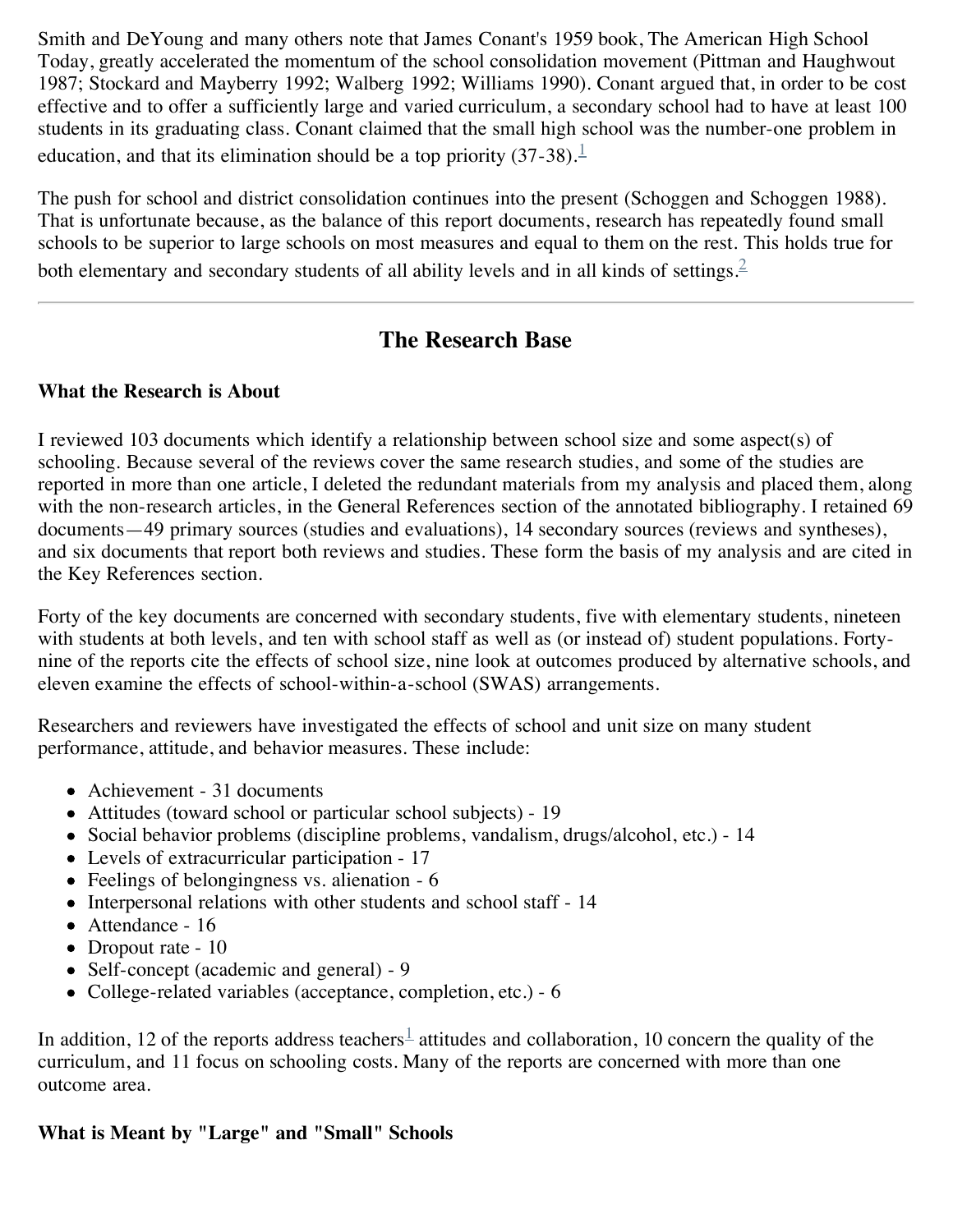Smith and DeYoung and many others note that James Conant's 1959 book, The American High School Today, greatly accelerated the momentum of the school consolidation movement (Pittman and Haughwout 1987; Stockard and Mayberry 1992; Walberg 1992; Williams 1990). Conant argued that, in order to be cost effective and to offer a sufficiently large and varied curriculum, a secondary school had to have at least 100 students in its graduating class. Conant claimed that the small high school was the number-one problem in education, and that its elimination should be a top priority (37-38).[1]

The push for school and district consolidation continues into the present (Schoggen and Schoggen 1988). That is unfortunate because, as the balance of this report documents, research has repeatedly found small schools to be superior to large schools on most measures and equal to them on the rest. This holds true for both elementary and secondary students of all ability levels and in all kinds of settings.[2]

---

## The Research Base

**What the Research is About**

I reviewed 103 documents which identify a relationship between school size and some aspect(s) of schooling. Because several of the reviews cover the same research studies, and some of the studies are reported in more than one article, I deleted the redundant materials from my analysis and placed them, along with the non-research articles, in the General References section of the annotated bibliography. I retained 69 documents—49 primary sources (studies and evaluations), 14 secondary sources (reviews and syntheses), and six documents that report both reviews and studies. These form the basis of my analysis and are cited in the Key References section.

Forty of the key documents are concerned with secondary students, five with elementary students, nineteen with students at both levels, and ten with school staff as well as (or instead of) student populations. Forty-nine of the reports cite the effects of school size, nine look at outcomes produced by alternative schools, and eleven examine the effects of school-within-a-school (SWAS) arrangements.

Researchers and reviewers have investigated the effects of school and unit size on many student performance, attitude, and behavior measures. These include:

- Achievement - 31 documents
- Attitudes (toward school or particular school subjects) - 19
- Social behavior problems (discipline problems, vandalism, drugs/alcohol, etc.) - 14
- Levels of extracurricular participation - 17
- Feelings of belongingness vs. alienation - 6
- Interpersonal relations with other students and school staff - 14
- Attendance - 16
- Dropout rate - 10
- Self-concept (academic and general) - 9
- College-related variables (acceptance, completion, etc.) - 6

In addition, 12 of the reports address teachers[1] attitudes and collaboration, 10 concern the quality of the curriculum, and 11 focus on schooling costs. Many of the reports are concerned with more than one outcome area.

**What is Meant by "Large" and "Small" Schools**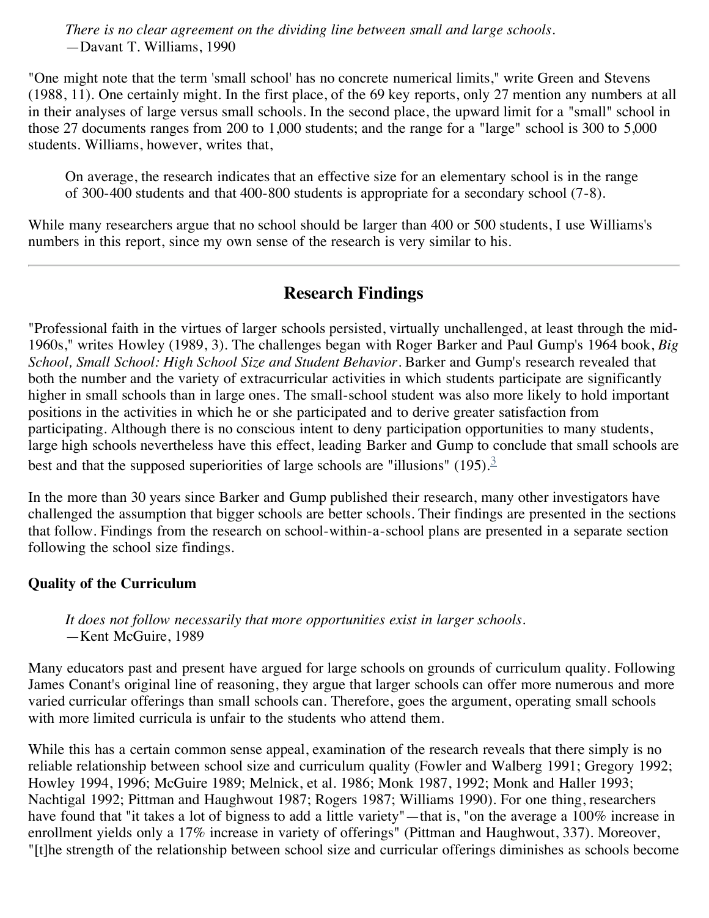*There is no clear agreement on the dividing line between small and large schools.*
—Davant T. Williams, 1990

"One might note that the term 'small school' has no concrete numerical limits," write Green and Stevens (1988, 11). One certainly might. In the first place, of the 69 key reports, only 27 mention any numbers at all in their analyses of large versus small schools. In the second place, the upward limit for a "small" school in those 27 documents ranges from 200 to 1,000 students; and the range for a "large" school is 300 to 5,000 students. Williams, however, writes that,

> On average, the research indicates that an effective size for an elementary school is in the range of 300-400 students and that 400-800 students is appropriate for a secondary school (7-8).

While many researchers argue that no school should be larger than 400 or 500 students, I use Williams's numbers in this report, since my own sense of the research is very similar to his.

---

## Research Findings

"Professional faith in the virtues of larger schools persisted, virtually unchallenged, at least through the mid-1960s," writes Howley (1989, 3). The challenges began with Roger Barker and Paul Gump's 1964 book, *Big School, Small School: High School Size and Student Behavior*. Barker and Gump's research revealed that both the number and the variety of extracurricular activities in which students participate are significantly higher in small schools than in large ones. The small-school student was also more likely to hold important positions in the activities in which he or she participated and to derive greater satisfaction from participating. Although there is no conscious intent to deny participation opportunities to many students, large high schools nevertheless have this effect, leading Barker and Gump to conclude that small schools are best and that the supposed superiorities of large schools are "illusions" (195).[3]

In the more than 30 years since Barker and Gump published their research, many other investigators have challenged the assumption that bigger schools are better schools. Their findings are presented in the sections that follow. Findings from the research on school-within-a-school plans are presented in a separate section following the school size findings.

### Quality of the Curriculum

*It does not follow necessarily that more opportunities exist in larger schools.*
—Kent McGuire, 1989

Many educators past and present have argued for large schools on grounds of curriculum quality. Following James Conant's original line of reasoning, they argue that larger schools can offer more numerous and more varied curricular offerings than small schools can. Therefore, goes the argument, operating small schools with more limited curricula is unfair to the students who attend them.

While this has a certain common sense appeal, examination of the research reveals that there simply is no reliable relationship between school size and curriculum quality (Fowler and Walberg 1991; Gregory 1992; Howley 1994, 1996; McGuire 1989; Melnick, et al. 1986; Monk 1987, 1992; Monk and Haller 1993; Nachtigal 1992; Pittman and Haughwout 1987; Rogers 1987; Williams 1990). For one thing, researchers have found that "it takes a lot of bigness to add a little variety"—that is, "on the average a 100% increase in enrollment yields only a 17% increase in variety of offerings" (Pittman and Haughwout, 337). Moreover, "[t]he strength of the relationship between school size and curricular offerings diminishes as schools become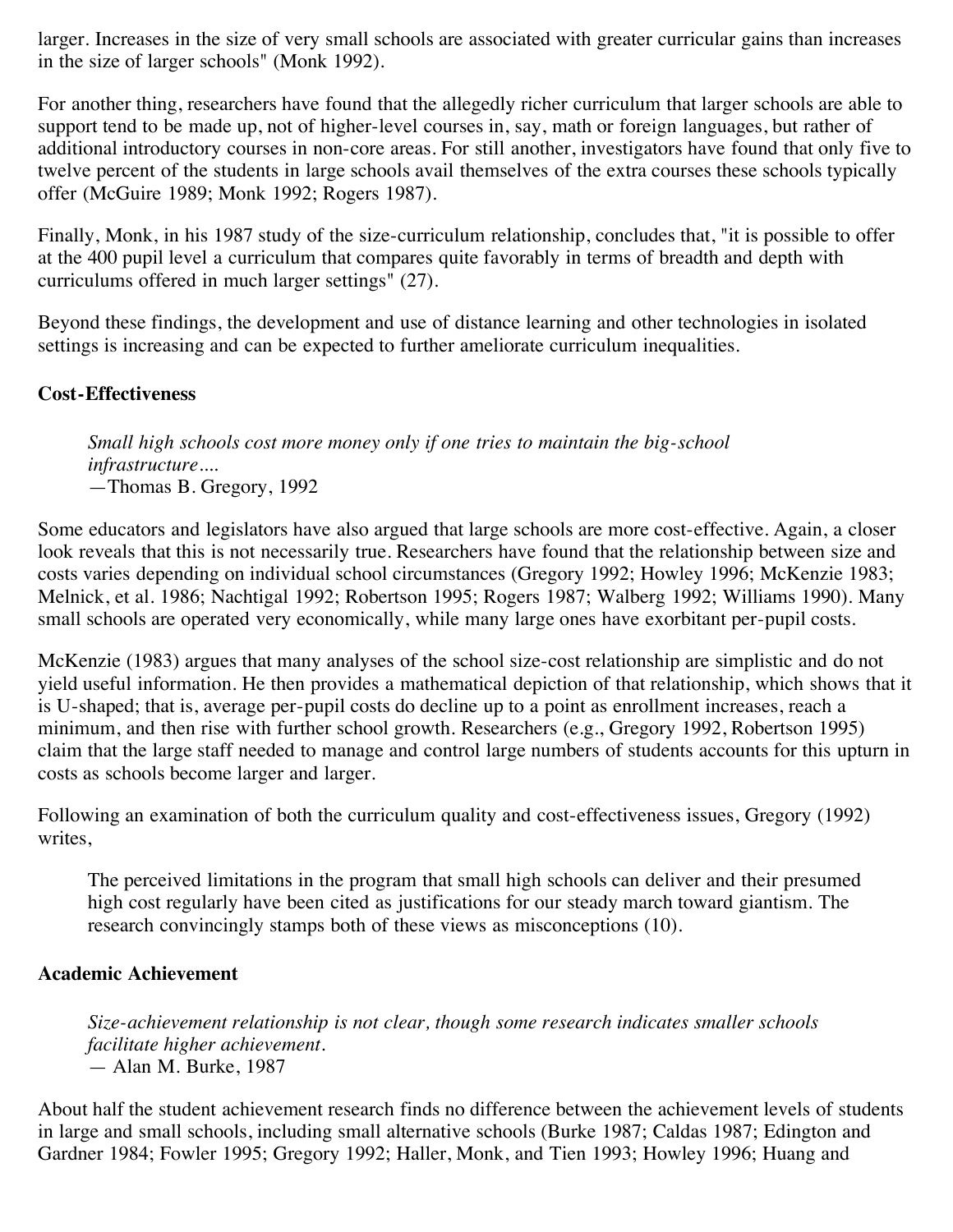larger. Increases in the size of very small schools are associated with greater curricular gains than increases in the size of larger schools" (Monk 1992).

For another thing, researchers have found that the allegedly richer curriculum that larger schools are able to support tend to be made up, not of higher-level courses in, say, math or foreign languages, but rather of additional introductory courses in non-core areas. For still another, investigators have found that only five to twelve percent of the students in large schools avail themselves of the extra courses these schools typically offer (McGuire 1989; Monk 1992; Rogers 1987).

Finally, Monk, in his 1987 study of the size-curriculum relationship, concludes that, "it is possible to offer at the 400 pupil level a curriculum that compares quite favorably in terms of breadth and depth with curriculums offered in much larger settings" (27).

Beyond these findings, the development and use of distance learning and other technologies in isolated settings is increasing and can be expected to further ameliorate curriculum inequalities.

**Cost-Effectiveness**

> *Small high schools cost more money only if one tries to maintain the big-school infrastructure....*
> —Thomas B. Gregory, 1992

Some educators and legislators have also argued that large schools are more cost-effective. Again, a closer look reveals that this is not necessarily true. Researchers have found that the relationship between size and costs varies depending on individual school circumstances (Gregory 1992; Howley 1996; McKenzie 1983; Melnick, et al. 1986; Nachtigal 1992; Robertson 1995; Rogers 1987; Walberg 1992; Williams 1990). Many small schools are operated very economically, while many large ones have exorbitant per-pupil costs.

McKenzie (1983) argues that many analyses of the school size-cost relationship are simplistic and do not yield useful information. He then provides a mathematical depiction of that relationship, which shows that it is U-shaped; that is, average per-pupil costs do decline up to a point as enrollment increases, reach a minimum, and then rise with further school growth. Researchers (e.g., Gregory 1992, Robertson 1995) claim that the large staff needed to manage and control large numbers of students accounts for this upturn in costs as schools become larger and larger.

Following an examination of both the curriculum quality and cost-effectiveness issues, Gregory (1992) writes,

> The perceived limitations in the program that small high schools can deliver and their presumed high cost regularly have been cited as justifications for our steady march toward giantism. The research convincingly stamps both of these views as misconceptions (10).

**Academic Achievement**

> *Size-achievement relationship is not clear, though some research indicates smaller schools facilitate higher achievement.*
> — Alan M. Burke, 1987

About half the student achievement research finds no difference between the achievement levels of students in large and small schools, including small alternative schools (Burke 1987; Caldas 1987; Edington and Gardner 1984; Fowler 1995; Gregory 1992; Haller, Monk, and Tien 1993; Howley 1996; Huang and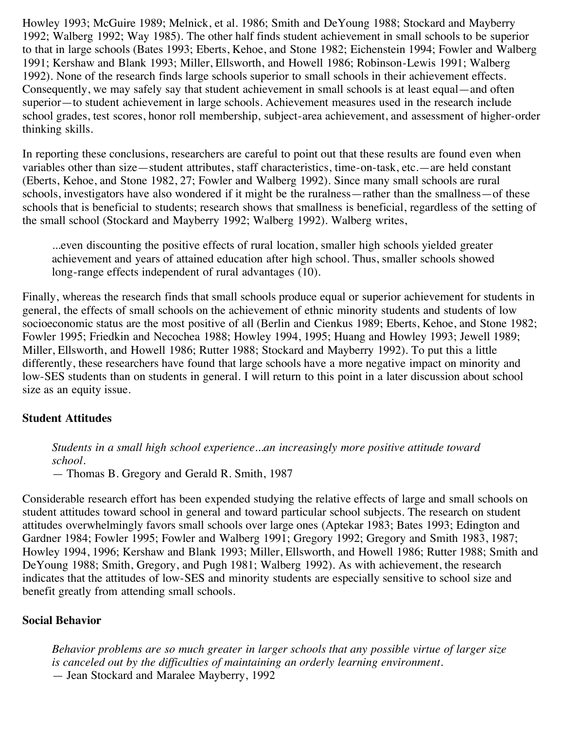Howley 1993; McGuire 1989; Melnick, et al. 1986; Smith and DeYoung 1988; Stockard and Mayberry 1992; Walberg 1992; Way 1985). The other half finds student achievement in small schools to be superior to that in large schools (Bates 1993; Eberts, Kehoe, and Stone 1982; Eichenstein 1994; Fowler and Walberg 1991; Kershaw and Blank 1993; Miller, Ellsworth, and Howell 1986; Robinson-Lewis 1991; Walberg 1992). None of the research finds large schools superior to small schools in their achievement effects. Consequently, we may safely say that student achievement in small schools is at least equal—and often superior—to student achievement in large schools. Achievement measures used in the research include school grades, test scores, honor roll membership, subject-area achievement, and assessment of higher-order thinking skills.

In reporting these conclusions, researchers are careful to point out that these results are found even when variables other than size—student attributes, staff characteristics, time-on-task, etc.—are held constant (Eberts, Kehoe, and Stone 1982, 27; Fowler and Walberg 1992). Since many small schools are rural schools, investigators have also wondered if it might be the ruralness—rather than the smallness—of these schools that is beneficial to students; research shows that smallness is beneficial, regardless of the setting of the small school (Stockard and Mayberry 1992; Walberg 1992). Walberg writes,

> ...even discounting the positive effects of rural location, smaller high schools yielded greater achievement and years of attained education after high school. Thus, smaller schools showed long-range effects independent of rural advantages (10).

Finally, whereas the research finds that small schools produce equal or superior achievement for students in general, the effects of small schools on the achievement of ethnic minority students and students of low socioeconomic status are the most positive of all (Berlin and Cienkus 1989; Eberts, Kehoe, and Stone 1982; Fowler 1995; Friedkin and Necochea 1988; Howley 1994, 1995; Huang and Howley 1993; Jewell 1989; Miller, Ellsworth, and Howell 1986; Rutter 1988; Stockard and Mayberry 1992). To put this a little differently, these researchers have found that large schools have a more negative impact on minority and low-SES students than on students in general. I will return to this point in a later discussion about school size as an equity issue.

### Student Attitudes

> *Students in a small high school experience...an increasingly more positive attitude toward school.*
> — Thomas B. Gregory and Gerald R. Smith, 1987

Considerable research effort has been expended studying the relative effects of large and small schools on student attitudes toward school in general and toward particular school subjects. The research on student attitudes overwhelmingly favors small schools over large ones (Aptekar 1983; Bates 1993; Edington and Gardner 1984; Fowler 1995; Fowler and Walberg 1991; Gregory 1992; Gregory and Smith 1983, 1987; Howley 1994, 1996; Kershaw and Blank 1993; Miller, Ellsworth, and Howell 1986; Rutter 1988; Smith and DeYoung 1988; Smith, Gregory, and Pugh 1981; Walberg 1992). As with achievement, the research indicates that the attitudes of low-SES and minority students are especially sensitive to school size and benefit greatly from attending small schools.

### Social Behavior

> *Behavior problems are so much greater in larger schools that any possible virtue of larger size is canceled out by the difficulties of maintaining an orderly learning environment.*
> — Jean Stockard and Maralee Mayberry, 1992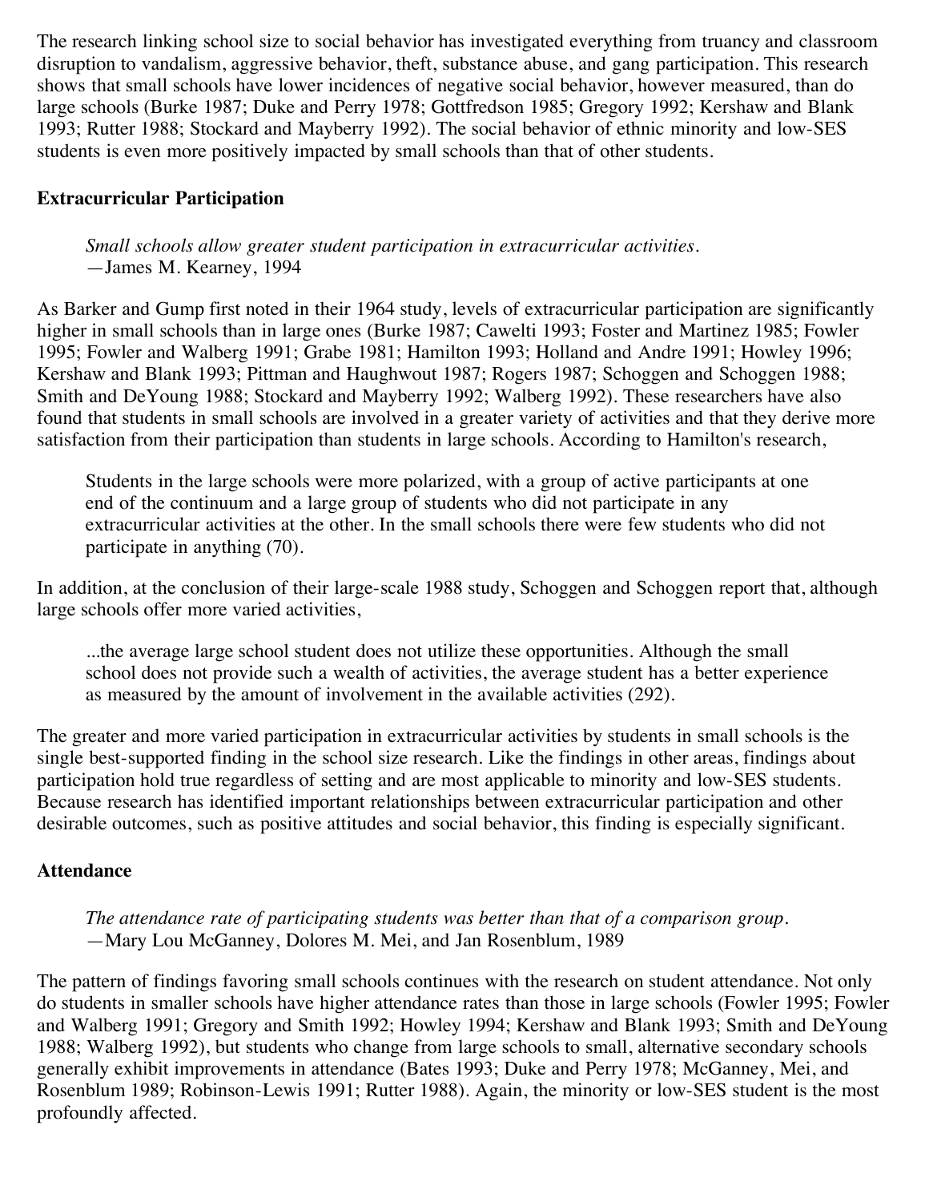The research linking school size to social behavior has investigated everything from truancy and classroom disruption to vandalism, aggressive behavior, theft, substance abuse, and gang participation. This research shows that small schools have lower incidences of negative social behavior, however measured, than do large schools (Burke 1987; Duke and Perry 1978; Gottfredson 1985; Gregory 1992; Kershaw and Blank 1993; Rutter 1988; Stockard and Mayberry 1992). The social behavior of ethnic minority and low-SES students is even more positively impacted by small schools than that of other students.

**Extracurricular Participation**

> *Small schools allow greater student participation in extracurricular activities.*
> —James M. Kearney, 1994

As Barker and Gump first noted in their 1964 study, levels of extracurricular participation are significantly higher in small schools than in large ones (Burke 1987; Cawelti 1993; Foster and Martinez 1985; Fowler 1995; Fowler and Walberg 1991; Grabe 1981; Hamilton 1993; Holland and Andre 1991; Howley 1996; Kershaw and Blank 1993; Pittman and Haughwout 1987; Rogers 1987; Schoggen and Schoggen 1988; Smith and DeYoung 1988; Stockard and Mayberry 1992; Walberg 1992). These researchers have also found that students in small schools are involved in a greater variety of activities and that they derive more satisfaction from their participation than students in large schools. According to Hamilton's research,

> Students in the large schools were more polarized, with a group of active participants at one end of the continuum and a large group of students who did not participate in any extracurricular activities at the other. In the small schools there were few students who did not participate in anything (70).

In addition, at the conclusion of their large-scale 1988 study, Schoggen and Schoggen report that, although large schools offer more varied activities,

> ...the average large school student does not utilize these opportunities. Although the small school does not provide such a wealth of activities, the average student has a better experience as measured by the amount of involvement in the available activities (292).

The greater and more varied participation in extracurricular activities by students in small schools is the single best-supported finding in the school size research. Like the findings in other areas, findings about participation hold true regardless of setting and are most applicable to minority and low-SES students. Because research has identified important relationships between extracurricular participation and other desirable outcomes, such as positive attitudes and social behavior, this finding is especially significant.

**Attendance**

> *The attendance rate of participating students was better than that of a comparison group.*
> —Mary Lou McGanney, Dolores M. Mei, and Jan Rosenblum, 1989

The pattern of findings favoring small schools continues with the research on student attendance. Not only do students in smaller schools have higher attendance rates than those in large schools (Fowler 1995; Fowler and Walberg 1991; Gregory and Smith 1992; Howley 1994; Kershaw and Blank 1993; Smith and DeYoung 1988; Walberg 1992), but students who change from large schools to small, alternative secondary schools generally exhibit improvements in attendance (Bates 1993; Duke and Perry 1978; McGanney, Mei, and Rosenblum 1989; Robinson-Lewis 1991; Rutter 1988). Again, the minority or low-SES student is the most profoundly affected.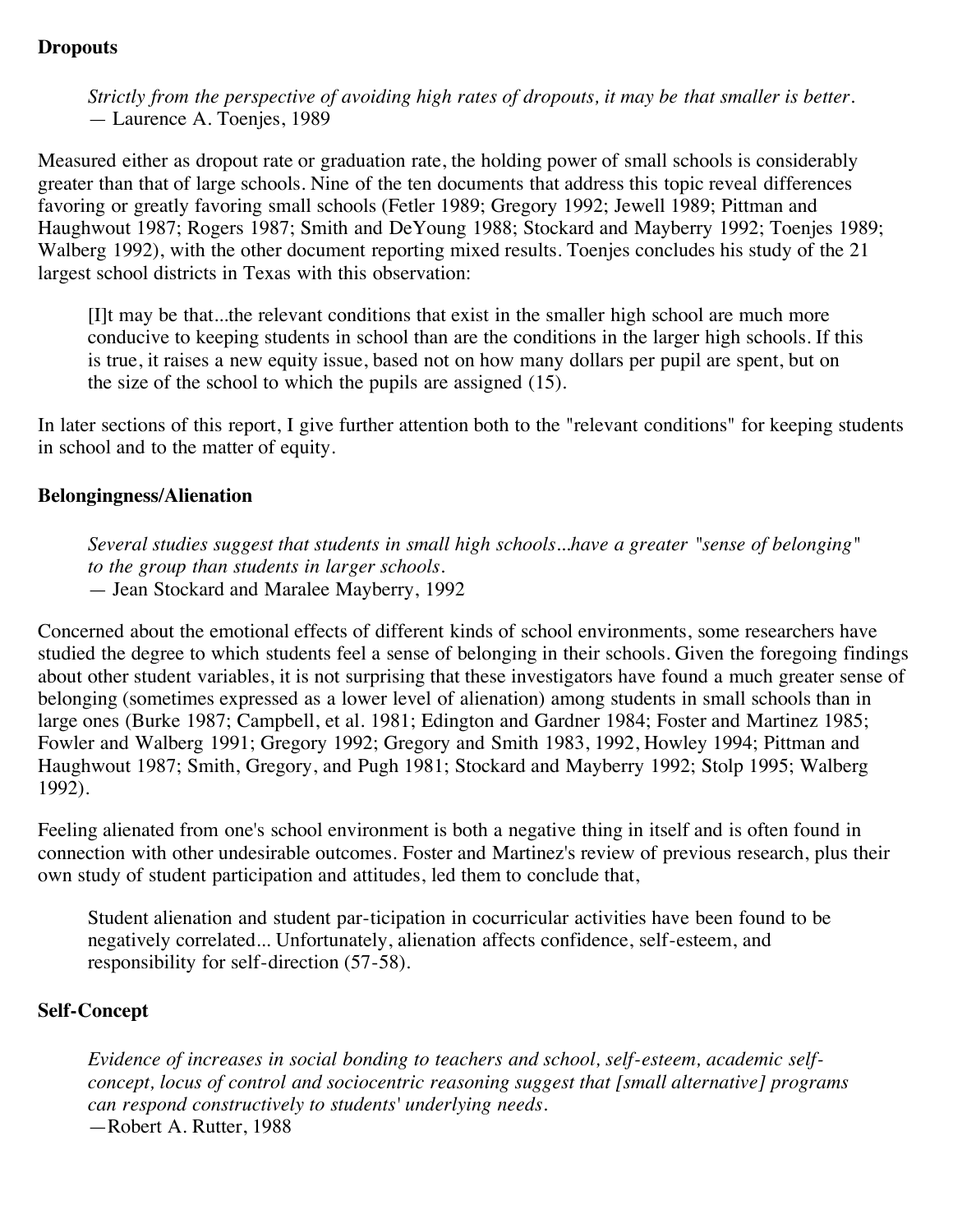**Dropouts**

> *Strictly from the perspective of avoiding high rates of dropouts, it may be that smaller is better.*
> — Laurence A. Toenjes, 1989

Measured either as dropout rate or graduation rate, the holding power of small schools is considerably greater than that of large schools. Nine of the ten documents that address this topic reveal differences favoring or greatly favoring small schools (Fetler 1989; Gregory 1992; Jewell 1989; Pittman and Haughwout 1987; Rogers 1987; Smith and DeYoung 1988; Stockard and Mayberry 1992; Toenjes 1989; Walberg 1992), with the other document reporting mixed results. Toenjes concludes his study of the 21 largest school districts in Texas with this observation:

> [I]t may be that...the relevant conditions that exist in the smaller high school are much more conducive to keeping students in school than are the conditions in the larger high schools. If this is true, it raises a new equity issue, based not on how many dollars per pupil are spent, but on the size of the school to which the pupils are assigned (15).

In later sections of this report, I give further attention both to the "relevant conditions" for keeping students in school and to the matter of equity.

**Belongingness/Alienation**

> *Several studies suggest that students in small high schools...have a greater "sense of belonging" to the group than students in larger schools.*
> — Jean Stockard and Maralee Mayberry, 1992

Concerned about the emotional effects of different kinds of school environments, some researchers have studied the degree to which students feel a sense of belonging in their schools. Given the foregoing findings about other student variables, it is not surprising that these investigators have found a much greater sense of belonging (sometimes expressed as a lower level of alienation) among students in small schools than in large ones (Burke 1987; Campbell, et al. 1981; Edington and Gardner 1984; Foster and Martinez 1985; Fowler and Walberg 1991; Gregory 1992; Gregory and Smith 1983, 1992, Howley 1994; Pittman and Haughwout 1987; Smith, Gregory, and Pugh 1981; Stockard and Mayberry 1992; Stolp 1995; Walberg 1992).

Feeling alienated from one's school environment is both a negative thing in itself and is often found in connection with other undesirable outcomes. Foster and Martinez's review of previous research, plus their own study of student participation and attitudes, led them to conclude that,

> Student alienation and student par-ticipation in cocurricular activities have been found to be negatively correlated... Unfortunately, alienation affects confidence, self-esteem, and responsibility for self-direction (57-58).

**Self-Concept**

> *Evidence of increases in social bonding to teachers and school, self-esteem, academic self-concept, locus of control and sociocentric reasoning suggest that [small alternative] programs can respond constructively to students' underlying needs.*
> —Robert A. Rutter, 1988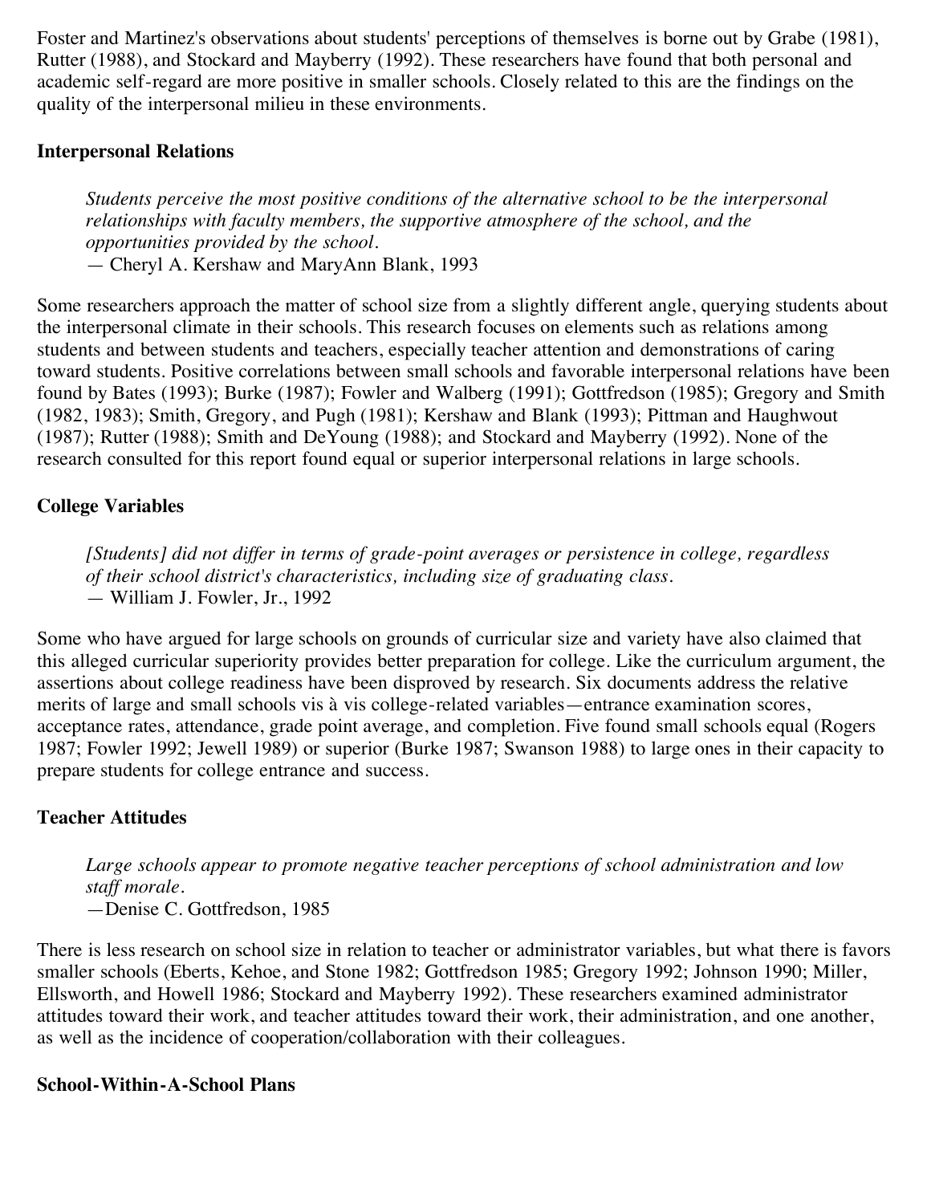Foster and Martinez's observations about students' perceptions of themselves is borne out by Grabe (1981), Rutter (1988), and Stockard and Mayberry (1992). These researchers have found that both personal and academic self-regard are more positive in smaller schools. Closely related to this are the findings on the quality of the interpersonal milieu in these environments.

### Interpersonal Relations

> *Students perceive the most positive conditions of the alternative school to be the interpersonal relationships with faculty members, the supportive atmosphere of the school, and the opportunities provided by the school.*
> — Cheryl A. Kershaw and MaryAnn Blank, 1993

Some researchers approach the matter of school size from a slightly different angle, querying students about the interpersonal climate in their schools. This research focuses on elements such as relations among students and between students and teachers, especially teacher attention and demonstrations of caring toward students. Positive correlations between small schools and favorable interpersonal relations have been found by Bates (1993); Burke (1987); Fowler and Walberg (1991); Gottfredson (1985); Gregory and Smith (1982, 1983); Smith, Gregory, and Pugh (1981); Kershaw and Blank (1993); Pittman and Haughwout (1987); Rutter (1988); Smith and DeYoung (1988); and Stockard and Mayberry (1992). None of the research consulted for this report found equal or superior interpersonal relations in large schools.

### College Variables

> *[Students] did not differ in terms of grade-point averages or persistence in college, regardless of their school district's characteristics, including size of graduating class.*
> — William J. Fowler, Jr., 1992

Some who have argued for large schools on grounds of curricular size and variety have also claimed that this alleged curricular superiority provides better preparation for college. Like the curriculum argument, the assertions about college readiness have been disproved by research. Six documents address the relative merits of large and small schools vis à vis college-related variables—entrance examination scores, acceptance rates, attendance, grade point average, and completion. Five found small schools equal (Rogers 1987; Fowler 1992; Jewell 1989) or superior (Burke 1987; Swanson 1988) to large ones in their capacity to prepare students for college entrance and success.

### Teacher Attitudes

> *Large schools appear to promote negative teacher perceptions of school administration and low staff morale.*
> —Denise C. Gottfredson, 1985

There is less research on school size in relation to teacher or administrator variables, but what there is favors smaller schools (Eberts, Kehoe, and Stone 1982; Gottfredson 1985; Gregory 1992; Johnson 1990; Miller, Ellsworth, and Howell 1986; Stockard and Mayberry 1992). These researchers examined administrator attitudes toward their work, and teacher attitudes toward their work, their administration, and one another, as well as the incidence of cooperation/collaboration with their colleagues.

### School-Within-A-School Plans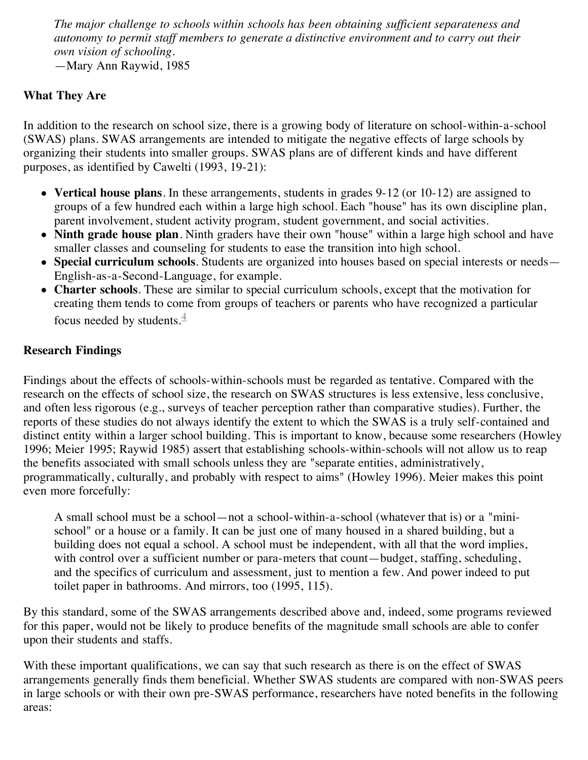> *The major challenge to schools within schools has been obtaining sufficient separateness and autonomy to permit staff members to generate a distinctive environment and to carry out their own vision of schooling.*
> —Mary Ann Raywid, 1985

**What They Are**

In addition to the research on school size, there is a growing body of literature on school-within-a-school (SWAS) plans. SWAS arrangements are intended to mitigate the negative effects of large schools by organizing their students into smaller groups. SWAS plans are of different kinds and have different purposes, as identified by Cawelti (1993, 19-21):

- **Vertical house plans**. In these arrangements, students in grades 9-12 (or 10-12) are assigned to groups of a few hundred each within a large high school. Each "house" has its own discipline plan, parent involvement, student activity program, student government, and social activities.
- **Ninth grade house plan**. Ninth graders have their own "house" within a large high school and have smaller classes and counseling for students to ease the transition into high school.
- **Special curriculum schools**. Students are organized into houses based on special interests or needs—English-as-a-Second-Language, for example.
- **Charter schools**. These are similar to special curriculum schools, except that the motivation for creating them tends to come from groups of teachers or parents who have recognized a particular focus needed by students.[4]

**Research Findings**

Findings about the effects of schools-within-schools must be regarded as tentative. Compared with the research on the effects of school size, the research on SWAS structures is less extensive, less conclusive, and often less rigorous (e.g., surveys of teacher perception rather than comparative studies). Further, the reports of these studies do not always identify the extent to which the SWAS is a truly self-contained and distinct entity within a larger school building. This is important to know, because some researchers (Howley 1996; Meier 1995; Raywid 1985) assert that establishing schools-within-schools will not allow us to reap the benefits associated with small schools unless they are "separate entities, administratively, programmatically, culturally, and probably with respect to aims" (Howley 1996). Meier makes this point even more forcefully:

> A small school must be a school—not a school-within-a-school (whatever that is) or a "mini-school" or a house or a family. It can be just one of many housed in a shared building, but a building does not equal a school. A school must be independent, with all that the word implies, with control over a sufficient number or para-meters that count—budget, staffing, scheduling, and the specifics of curriculum and assessment, just to mention a few. And power indeed to put toilet paper in bathrooms. And mirrors, too (1995, 115).

By this standard, some of the SWAS arrangements described above and, indeed, some programs reviewed for this paper, would not be likely to produce benefits of the magnitude small schools are able to confer upon their students and staffs.

With these important qualifications, we can say that such research as there is on the effect of SWAS arrangements generally finds them beneficial. Whether SWAS students are compared with non-SWAS peers in large schools or with their own pre-SWAS performance, researchers have noted benefits in the following areas: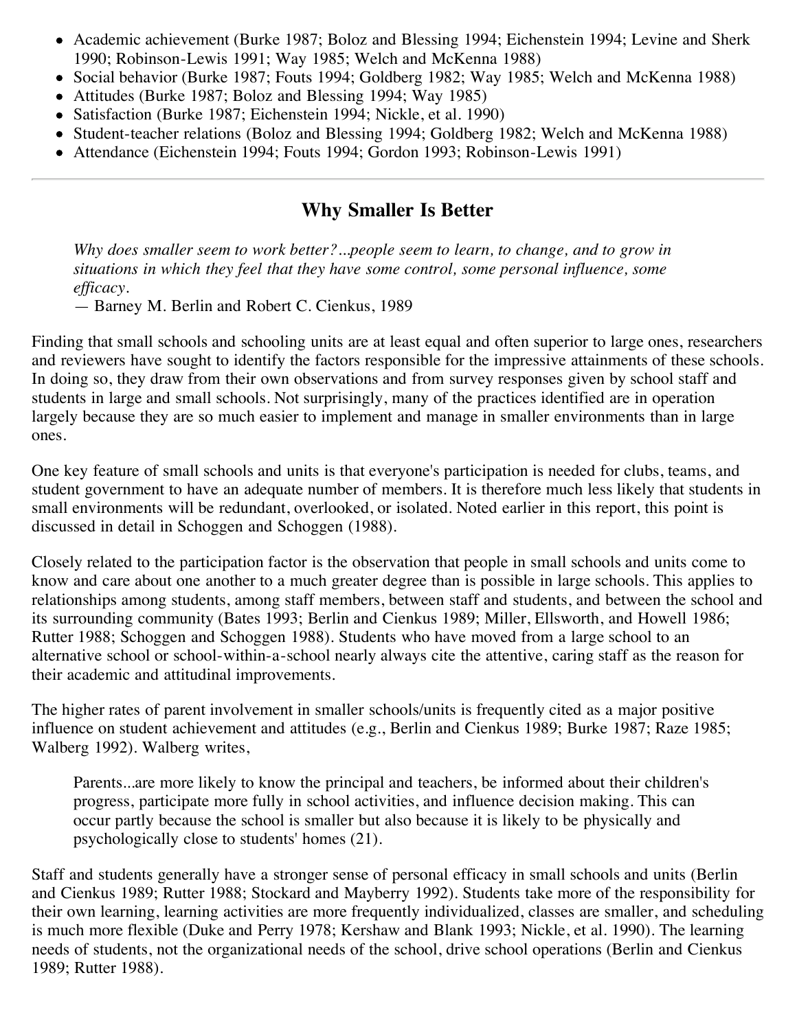- Academic achievement (Burke 1987; Boloz and Blessing 1994; Eichenstein 1994; Levine and Sherk 1990; Robinson-Lewis 1991; Way 1985; Welch and McKenna 1988)
- Social behavior (Burke 1987; Fouts 1994; Goldberg 1982; Way 1985; Welch and McKenna 1988)
- Attitudes (Burke 1987; Boloz and Blessing 1994; Way 1985)
- Satisfaction (Burke 1987; Eichenstein 1994; Nickle, et al. 1990)
- Student-teacher relations (Boloz and Blessing 1994; Goldberg 1982; Welch and McKenna 1988)
- Attendance (Eichenstein 1994; Fouts 1994; Gordon 1993; Robinson-Lewis 1991)

---

## Why Smaller Is Better

> *Why does smaller seem to work better?...people seem to learn, to change, and to grow in situations in which they feel that they have some control, some personal influence, some efficacy.*
> — Barney M. Berlin and Robert C. Cienkus, 1989

Finding that small schools and schooling units are at least equal and often superior to large ones, researchers and reviewers have sought to identify the factors responsible for the impressive attainments of these schools. In doing so, they draw from their own observations and from survey responses given by school staff and students in large and small schools. Not surprisingly, many of the practices identified are in operation largely because they are so much easier to implement and manage in smaller environments than in large ones.

One key feature of small schools and units is that everyone's participation is needed for clubs, teams, and student government to have an adequate number of members. It is therefore much less likely that students in small environments will be redundant, overlooked, or isolated. Noted earlier in this report, this point is discussed in detail in Schoggen and Schoggen (1988).

Closely related to the participation factor is the observation that people in small schools and units come to know and care about one another to a much greater degree than is possible in large schools. This applies to relationships among students, among staff members, between staff and students, and between the school and its surrounding community (Bates 1993; Berlin and Cienkus 1989; Miller, Ellsworth, and Howell 1986; Rutter 1988; Schoggen and Schoggen 1988). Students who have moved from a large school to an alternative school or school-within-a-school nearly always cite the attentive, caring staff as the reason for their academic and attitudinal improvements.

The higher rates of parent involvement in smaller schools/units is frequently cited as a major positive influence on student achievement and attitudes (e.g., Berlin and Cienkus 1989; Burke 1987; Raze 1985; Walberg 1992). Walberg writes,

> Parents...are more likely to know the principal and teachers, be informed about their children's progress, participate more fully in school activities, and influence decision making. This can occur partly because the school is smaller but also because it is likely to be physically and psychologically close to students' homes (21).

Staff and students generally have a stronger sense of personal efficacy in small schools and units (Berlin and Cienkus 1989; Rutter 1988; Stockard and Mayberry 1992). Students take more of the responsibility for their own learning, learning activities are more frequently individualized, classes are smaller, and scheduling is much more flexible (Duke and Perry 1978; Kershaw and Blank 1993; Nickle, et al. 1990). The learning needs of students, not the organizational needs of the school, drive school operations (Berlin and Cienkus 1989; Rutter 1988).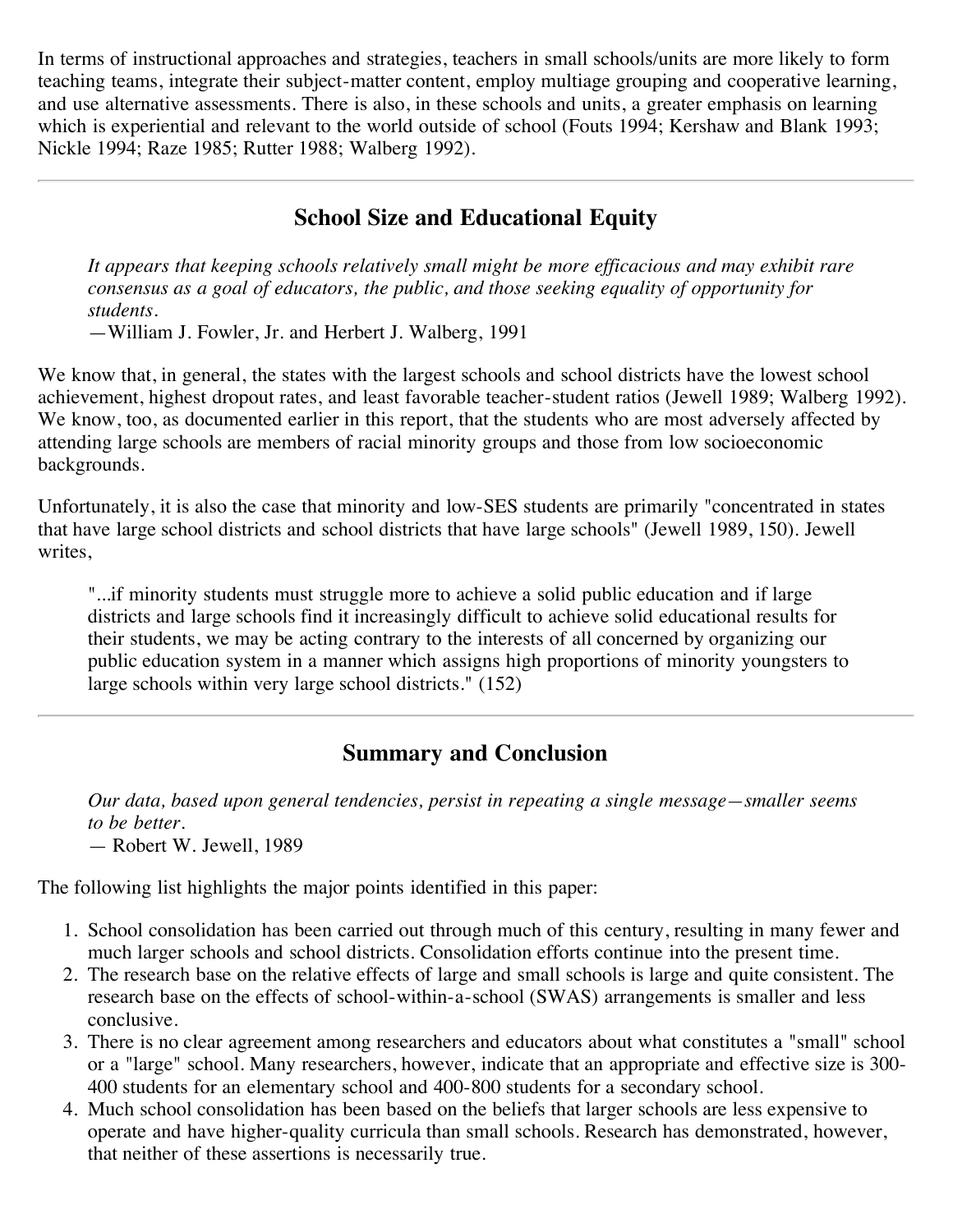In terms of instructional approaches and strategies, teachers in small schools/units are more likely to form teaching teams, integrate their subject-matter content, employ multiage grouping and cooperative learning, and use alternative assessments. There is also, in these schools and units, a greater emphasis on learning which is experiential and relevant to the world outside of school (Fouts 1994; Kershaw and Blank 1993; Nickle 1994; Raze 1985; Rutter 1988; Walberg 1992).

---

## School Size and Educational Equity

> *It appears that keeping schools relatively small might be more efficacious and may exhibit rare consensus as a goal of educators, the public, and those seeking equality of opportunity for students.*
> —William J. Fowler, Jr. and Herbert J. Walberg, 1991

We know that, in general, the states with the largest schools and school districts have the lowest school achievement, highest dropout rates, and least favorable teacher-student ratios (Jewell 1989; Walberg 1992). We know, too, as documented earlier in this report, that the students who are most adversely affected by attending large schools are members of racial minority groups and those from low socioeconomic backgrounds.

Unfortunately, it is also the case that minority and low-SES students are primarily "concentrated in states that have large school districts and school districts that have large schools" (Jewell 1989, 150). Jewell writes,

> "...if minority students must struggle more to achieve a solid public education and if large districts and large schools find it increasingly difficult to achieve solid educational results for their students, we may be acting contrary to the interests of all concerned by organizing our public education system in a manner which assigns high proportions of minority youngsters to large schools within very large school districts." (152)

---

## Summary and Conclusion

> *Our data, based upon general tendencies, persist in repeating a single message—smaller seems to be better.*
> — Robert W. Jewell, 1989

The following list highlights the major points identified in this paper:

1. School consolidation has been carried out through much of this century, resulting in many fewer and much larger schools and school districts. Consolidation efforts continue into the present time.
2. The research base on the relative effects of large and small schools is large and quite consistent. The research base on the effects of school-within-a-school (SWAS) arrangements is smaller and less conclusive.
3. There is no clear agreement among researchers and educators about what constitutes a "small" school or a "large" school. Many researchers, however, indicate that an appropriate and effective size is 300-400 students for an elementary school and 400-800 students for a secondary school.
4. Much school consolidation has been based on the beliefs that larger schools are less expensive to operate and have higher-quality curricula than small schools. Research has demonstrated, however, that neither of these assertions is necessarily true.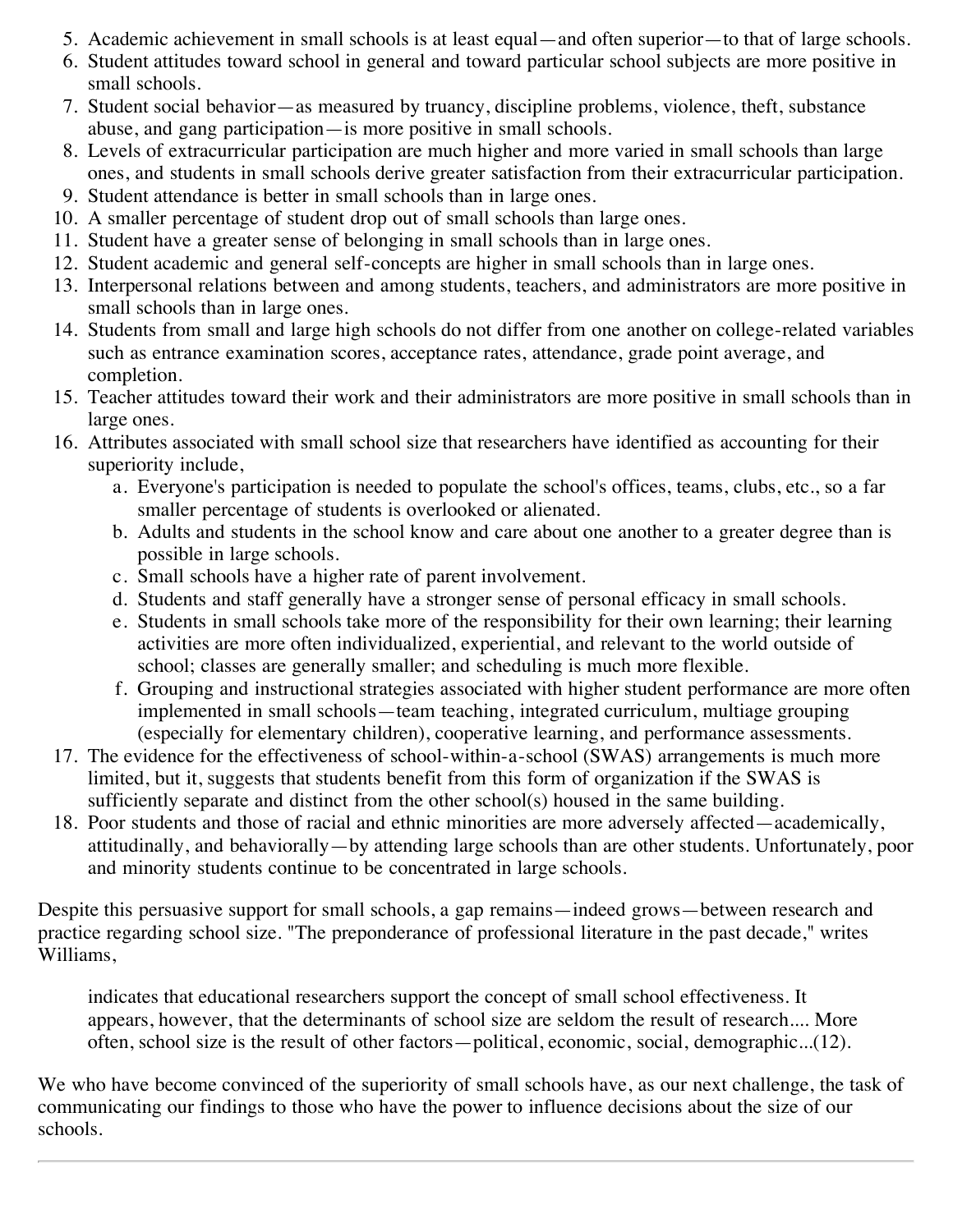5. Academic achievement in small schools is at least equal—and often superior—to that of large schools.
6. Student attitudes toward school in general and toward particular school subjects are more positive in small schools.
7. Student social behavior—as measured by truancy, discipline problems, violence, theft, substance abuse, and gang participation—is more positive in small schools.
8. Levels of extracurricular participation are much higher and more varied in small schools than large ones, and students in small schools derive greater satisfaction from their extracurricular participation.
9. Student attendance is better in small schools than in large ones.
10. A smaller percentage of student drop out of small schools than large ones.
11. Student have a greater sense of belonging in small schools than in large ones.
12. Student academic and general self-concepts are higher in small schools than in large ones.
13. Interpersonal relations between and among students, teachers, and administrators are more positive in small schools than in large ones.
14. Students from small and large high schools do not differ from one another on college-related variables such as entrance examination scores, acceptance rates, attendance, grade point average, and completion.
15. Teacher attitudes toward their work and their administrators are more positive in small schools than in large ones.
16. Attributes associated with small school size that researchers have identified as accounting for their superiority include,
    a. Everyone's participation is needed to populate the school's offices, teams, clubs, etc., so a far smaller percentage of students is overlooked or alienated.
    b. Adults and students in the school know and care about one another to a greater degree than is possible in large schools.
    c. Small schools have a higher rate of parent involvement.
    d. Students and staff generally have a stronger sense of personal efficacy in small schools.
    e. Students in small schools take more of the responsibility for their own learning; their learning activities are more often individualized, experiential, and relevant to the world outside of school; classes are generally smaller; and scheduling is much more flexible.
    f. Grouping and instructional strategies associated with higher student performance are more often implemented in small schools—team teaching, integrated curriculum, multiage grouping (especially for elementary children), cooperative learning, and performance assessments.
17. The evidence for the effectiveness of school-within-a-school (SWAS) arrangements is much more limited, but it, suggests that students benefit from this form of organization if the SWAS is sufficiently separate and distinct from the other school(s) housed in the same building.
18. Poor students and those of racial and ethnic minorities are more adversely affected—academically, attitudinally, and behaviorally—by attending large schools than are other students. Unfortunately, poor and minority students continue to be concentrated in large schools.

Despite this persuasive support for small schools, a gap remains—indeed grows—between research and practice regarding school size. "The preponderance of professional literature in the past decade," writes Williams,

> indicates that educational researchers support the concept of small school effectiveness. It appears, however, that the determinants of school size are seldom the result of research.... More often, school size is the result of other factors—political, economic, social, demographic...(12).

We who have become convinced of the superiority of small schools have, as our next challenge, the task of communicating our findings to those who have the power to influence decisions about the size of our schools.

---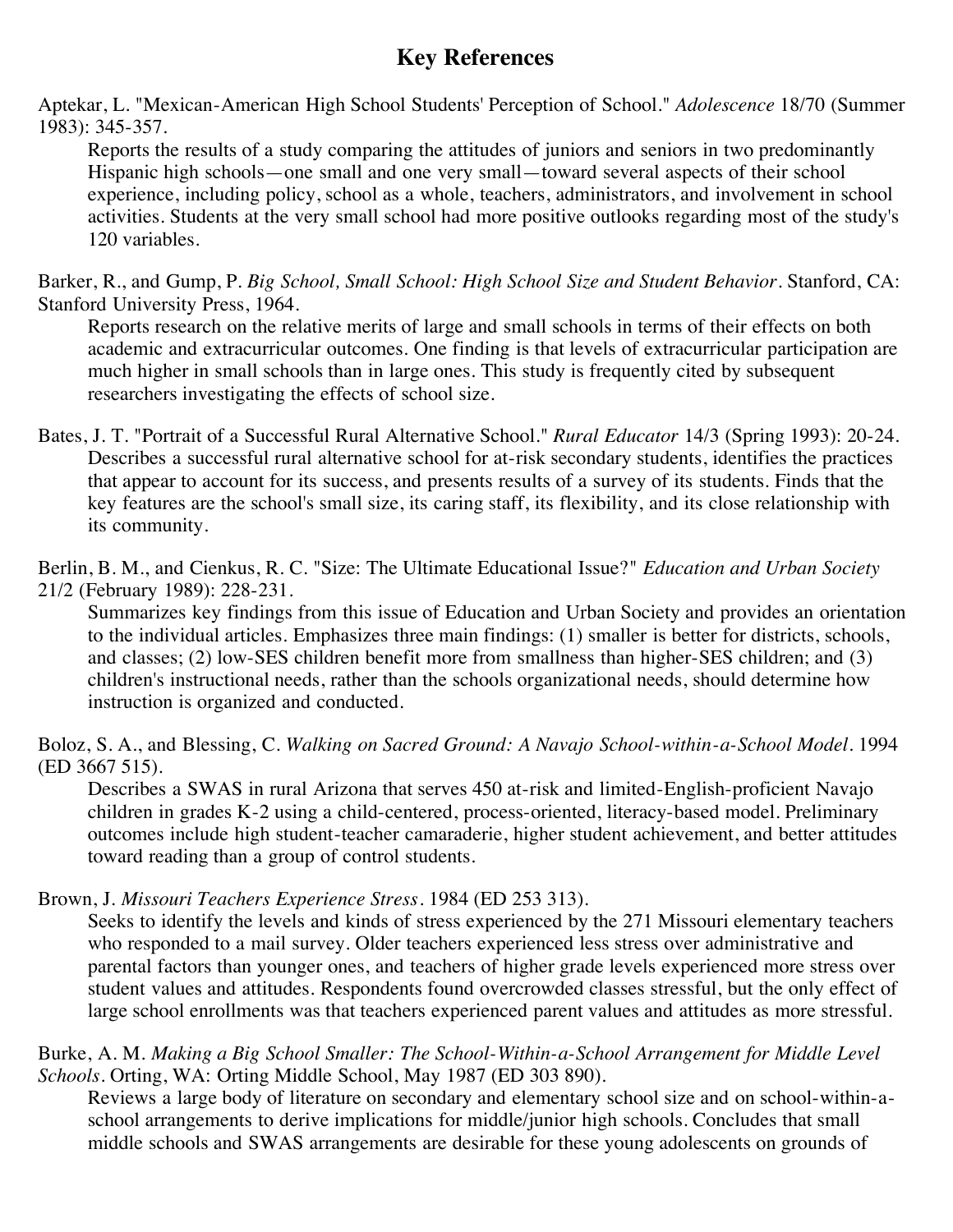# Key References

Aptekar, L. "Mexican-American High School Students' Perception of School." *Adolescence* 18/70 (Summer 1983): 345-357.

Reports the results of a study comparing the attitudes of juniors and seniors in two predominantly Hispanic high schools—one small and one very small—toward several aspects of their school experience, including policy, school as a whole, teachers, administrators, and involvement in school activities. Students at the very small school had more positive outlooks regarding most of the study's 120 variables.

Barker, R., and Gump, P. *Big School, Small School: High School Size and Student Behavior*. Stanford, CA: Stanford University Press, 1964.

Reports research on the relative merits of large and small schools in terms of their effects on both academic and extracurricular outcomes. One finding is that levels of extracurricular participation are much higher in small schools than in large ones. This study is frequently cited by subsequent researchers investigating the effects of school size.

Bates, J. T. "Portrait of a Successful Rural Alternative School." *Rural Educator* 14/3 (Spring 1993): 20-24.

Describes a successful rural alternative school for at-risk secondary students, identifies the practices that appear to account for its success, and presents results of a survey of its students. Finds that the key features are the school's small size, its caring staff, its flexibility, and its close relationship with its community.

Berlin, B. M., and Cienkus, R. C. "Size: The Ultimate Educational Issue?" *Education and Urban Society* 21/2 (February 1989): 228-231.

Summarizes key findings from this issue of Education and Urban Society and provides an orientation to the individual articles. Emphasizes three main findings: (1) smaller is better for districts, schools, and classes; (2) low-SES children benefit more from smallness than higher-SES children; and (3) children's instructional needs, rather than the schools organizational needs, should determine how instruction is organized and conducted.

Boloz, S. A., and Blessing, C. *Walking on Sacred Ground: A Navajo School-within-a-School Model*. 1994 (ED 3667 515).

Describes a SWAS in rural Arizona that serves 450 at-risk and limited-English-proficient Navajo children in grades K-2 using a child-centered, process-oriented, literacy-based model. Preliminary outcomes include high student-teacher camaraderie, higher student achievement, and better attitudes toward reading than a group of control students.

Brown, J. *Missouri Teachers Experience Stress*. 1984 (ED 253 313).

Seeks to identify the levels and kinds of stress experienced by the 271 Missouri elementary teachers who responded to a mail survey. Older teachers experienced less stress over administrative and parental factors than younger ones, and teachers of higher grade levels experienced more stress over student values and attitudes. Respondents found overcrowded classes stressful, but the only effect of large school enrollments was that teachers experienced parent values and attitudes as more stressful.

Burke, A. M. *Making a Big School Smaller: The School-Within-a-School Arrangement for Middle Level Schools*. Orting, WA: Orting Middle School, May 1987 (ED 303 890).

Reviews a large body of literature on secondary and elementary school size and on school-within-a-school arrangements to derive implications for middle/junior high schools. Concludes that small middle schools and SWAS arrangements are desirable for these young adolescents on grounds of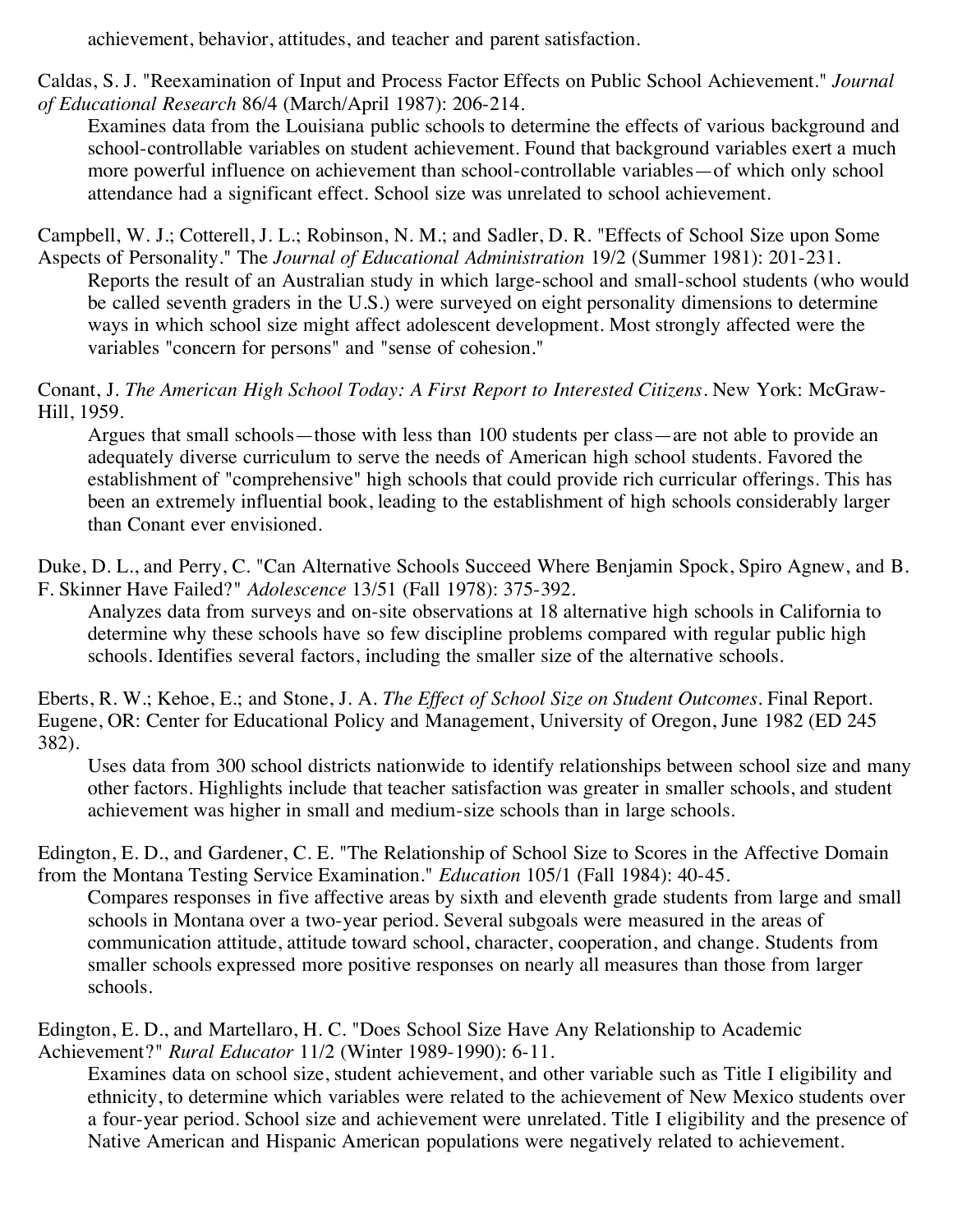achievement, behavior, attitudes, and teacher and parent satisfaction.

Caldas, S. J. "Reexamination of Input and Process Factor Effects on Public School Achievement." *Journal of Educational Research* 86/4 (March/April 1987): 206-214.

Examines data from the Louisiana public schools to determine the effects of various background and school-controllable variables on student achievement. Found that background variables exert a much more powerful influence on achievement than school-controllable variables—of which only school attendance had a significant effect. School size was unrelated to school achievement.

Campbell, W. J.; Cotterell, J. L.; Robinson, N. M.; and Sadler, D. R. "Effects of School Size upon Some Aspects of Personality." The *Journal of Educational Administration* 19/2 (Summer 1981): 201-231.

Reports the result of an Australian study in which large-school and small-school students (who would be called seventh graders in the U.S.) were surveyed on eight personality dimensions to determine ways in which school size might affect adolescent development. Most strongly affected were the variables "concern for persons" and "sense of cohesion."

Conant, J. *The American High School Today: A First Report to Interested Citizens*. New York: McGraw-Hill, 1959.

Argues that small schools—those with less than 100 students per class—are not able to provide an adequately diverse curriculum to serve the needs of American high school students. Favored the establishment of "comprehensive" high schools that could provide rich curricular offerings. This has been an extremely influential book, leading to the establishment of high schools considerably larger than Conant ever envisioned.

Duke, D. L., and Perry, C. "Can Alternative Schools Succeed Where Benjamin Spock, Spiro Agnew, and B. F. Skinner Have Failed?" *Adolescence* 13/51 (Fall 1978): 375-392.

Analyzes data from surveys and on-site observations at 18 alternative high schools in California to determine why these schools have so few discipline problems compared with regular public high schools. Identifies several factors, including the smaller size of the alternative schools.

Eberts, R. W.; Kehoe, E.; and Stone, J. A. *The Effect of School Size on Student Outcomes*. Final Report. Eugene, OR: Center for Educational Policy and Management, University of Oregon, June 1982 (ED 245 382).

Uses data from 300 school districts nationwide to identify relationships between school size and many other factors. Highlights include that teacher satisfaction was greater in smaller schools, and student achievement was higher in small and medium-size schools than in large schools.

Edington, E. D., and Gardener, C. E. "The Relationship of School Size to Scores in the Affective Domain from the Montana Testing Service Examination." *Education* 105/1 (Fall 1984): 40-45.

Compares responses in five affective areas by sixth and eleventh grade students from large and small schools in Montana over a two-year period. Several subgoals were measured in the areas of communication attitude, attitude toward school, character, cooperation, and change. Students from smaller schools expressed more positive responses on nearly all measures than those from larger schools.

Edington, E. D., and Martellaro, H. C. "Does School Size Have Any Relationship to Academic Achievement?" *Rural Educator* 11/2 (Winter 1989-1990): 6-11.

Examines data on school size, student achievement, and other variable such as Title I eligibility and ethnicity, to determine which variables were related to the achievement of New Mexico students over a four-year period. School size and achievement were unrelated. Title I eligibility and the presence of Native American and Hispanic American populations were negatively related to achievement.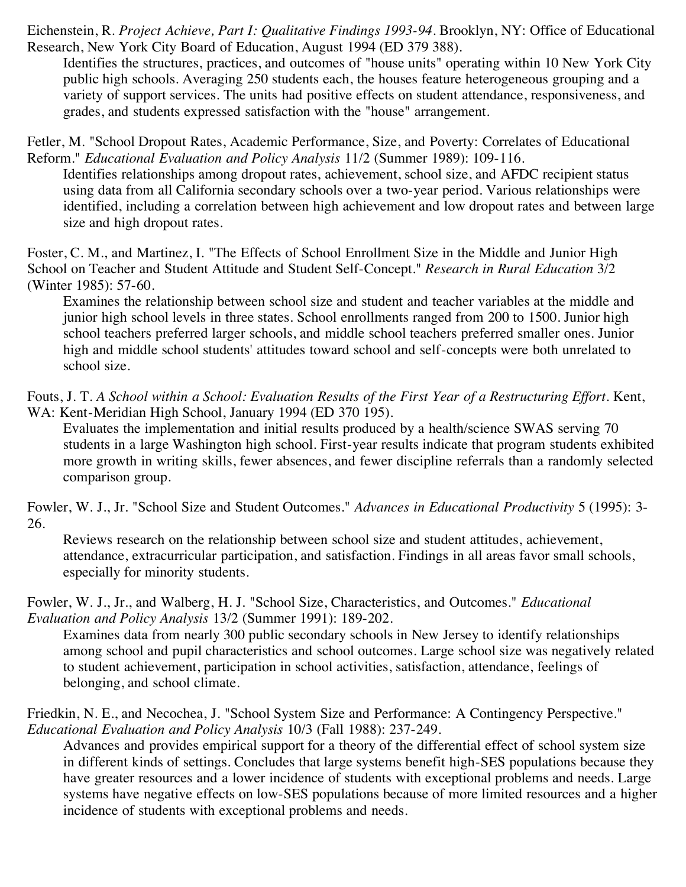Eichenstein, R. *Project Achieve, Part I: Qualitative Findings 1993-94*. Brooklyn, NY: Office of Educational Research, New York City Board of Education, August 1994 (ED 379 388).

Identifies the structures, practices, and outcomes of "house units" operating within 10 New York City public high schools. Averaging 250 students each, the houses feature heterogeneous grouping and a variety of support services. The units had positive effects on student attendance, responsiveness, and grades, and students expressed satisfaction with the "house" arrangement.

Fetler, M. "School Dropout Rates, Academic Performance, Size, and Poverty: Correlates of Educational Reform." *Educational Evaluation and Policy Analysis* 11/2 (Summer 1989): 109-116.

Identifies relationships among dropout rates, achievement, school size, and AFDC recipient status using data from all California secondary schools over a two-year period. Various relationships were identified, including a correlation between high achievement and low dropout rates and between large size and high dropout rates.

Foster, C. M., and Martinez, I. "The Effects of School Enrollment Size in the Middle and Junior High School on Teacher and Student Attitude and Student Self-Concept." *Research in Rural Education* 3/2 (Winter 1985): 57-60.

Examines the relationship between school size and student and teacher variables at the middle and junior high school levels in three states. School enrollments ranged from 200 to 1500. Junior high school teachers preferred larger schools, and middle school teachers preferred smaller ones. Junior high and middle school students' attitudes toward school and self-concepts were both unrelated to school size.

Fouts, J. T. *A School within a School: Evaluation Results of the First Year of a Restructuring Effort*. Kent, WA: Kent-Meridian High School, January 1994 (ED 370 195).

Evaluates the implementation and initial results produced by a health/science SWAS serving 70 students in a large Washington high school. First-year results indicate that program students exhibited more growth in writing skills, fewer absences, and fewer discipline referrals than a randomly selected comparison group.

Fowler, W. J., Jr. "School Size and Student Outcomes." *Advances in Educational Productivity* 5 (1995): 3-26.

Reviews research on the relationship between school size and student attitudes, achievement, attendance, extracurricular participation, and satisfaction. Findings in all areas favor small schools, especially for minority students.

Fowler, W. J., Jr., and Walberg, H. J. "School Size, Characteristics, and Outcomes." *Educational Evaluation and Policy Analysis* 13/2 (Summer 1991): 189-202.

Examines data from nearly 300 public secondary schools in New Jersey to identify relationships among school and pupil characteristics and school outcomes. Large school size was negatively related to student achievement, participation in school activities, satisfaction, attendance, feelings of belonging, and school climate.

Friedkin, N. E., and Necochea, J. "School System Size and Performance: A Contingency Perspective." *Educational Evaluation and Policy Analysis* 10/3 (Fall 1988): 237-249.

Advances and provides empirical support for a theory of the differential effect of school system size in different kinds of settings. Concludes that large systems benefit high-SES populations because they have greater resources and a lower incidence of students with exceptional problems and needs. Large systems have negative effects on low-SES populations because of more limited resources and a higher incidence of students with exceptional problems and needs.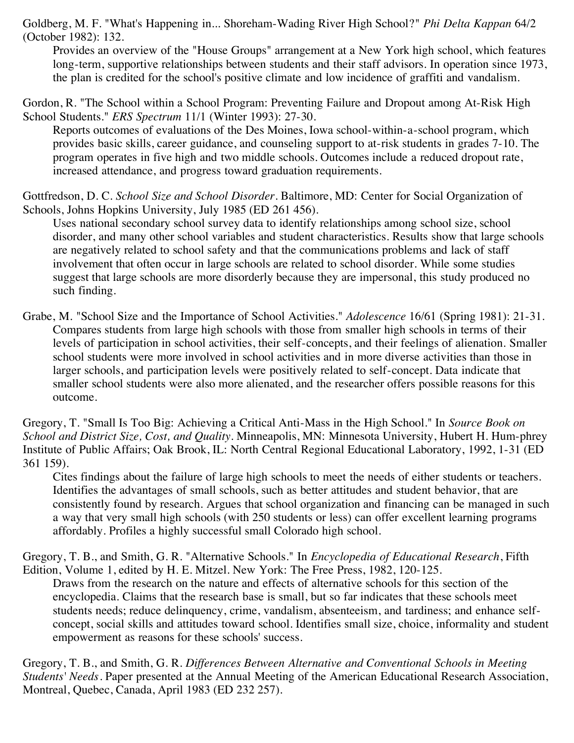Goldberg, M. F. "What's Happening in... Shoreham-Wading River High School?" *Phi Delta Kappan* 64/2 (October 1982): 132.

Provides an overview of the "House Groups" arrangement at a New York high school, which features long-term, supportive relationships between students and their staff advisors. In operation since 1973, the plan is credited for the school's positive climate and low incidence of graffiti and vandalism.

Gordon, R. "The School within a School Program: Preventing Failure and Dropout among At-Risk High School Students." *ERS Spectrum* 11/1 (Winter 1993): 27-30.

Reports outcomes of evaluations of the Des Moines, Iowa school-within-a-school program, which provides basic skills, career guidance, and counseling support to at-risk students in grades 7-10. The program operates in five high and two middle schools. Outcomes include a reduced dropout rate, increased attendance, and progress toward graduation requirements.

Gottfredson, D. C. *School Size and School Disorder*. Baltimore, MD: Center for Social Organization of Schools, Johns Hopkins University, July 1985 (ED 261 456).

Uses national secondary school survey data to identify relationships among school size, school disorder, and many other school variables and student characteristics. Results show that large schools are negatively related to school safety and that the communications problems and lack of staff involvement that often occur in large schools are related to school disorder. While some studies suggest that large schools are more disorderly because they are impersonal, this study produced no such finding.

Grabe, M. "School Size and the Importance of School Activities." *Adolescence* 16/61 (Spring 1981): 21-31.

Compares students from large high schools with those from smaller high schools in terms of their levels of participation in school activities, their self-concepts, and their feelings of alienation. Smaller school students were more involved in school activities and in more diverse activities than those in larger schools, and participation levels were positively related to self-concept. Data indicate that smaller school students were also more alienated, and the researcher offers possible reasons for this outcome.

Gregory, T. "Small Is Too Big: Achieving a Critical Anti-Mass in the High School." In *Source Book on School and District Size, Cost, and Quality*. Minneapolis, MN: Minnesota University, Hubert H. Hum-phrey Institute of Public Affairs; Oak Brook, IL: North Central Regional Educational Laboratory, 1992, 1-31 (ED 361 159).

Cites findings about the failure of large high schools to meet the needs of either students or teachers. Identifies the advantages of small schools, such as better attitudes and student behavior, that are consistently found by research. Argues that school organization and financing can be managed in such a way that very small high schools (with 250 students or less) can offer excellent learning programs affordably. Profiles a highly successful small Colorado high school.

Gregory, T. B., and Smith, G. R. "Alternative Schools." In *Encyclopedia of Educational Research*, Fifth Edition, Volume 1, edited by H. E. Mitzel. New York: The Free Press, 1982, 120-125.

Draws from the research on the nature and effects of alternative schools for this section of the encyclopedia. Claims that the research base is small, but so far indicates that these schools meet students needs; reduce delinquency, crime, vandalism, absenteeism, and tardiness; and enhance self-concept, social skills and attitudes toward school. Identifies small size, choice, informality and student empowerment as reasons for these schools' success.

Gregory, T. B., and Smith, G. R. *Differences Between Alternative and Conventional Schools in Meeting Students' Needs*. Paper presented at the Annual Meeting of the American Educational Research Association, Montreal, Quebec, Canada, April 1983 (ED 232 257).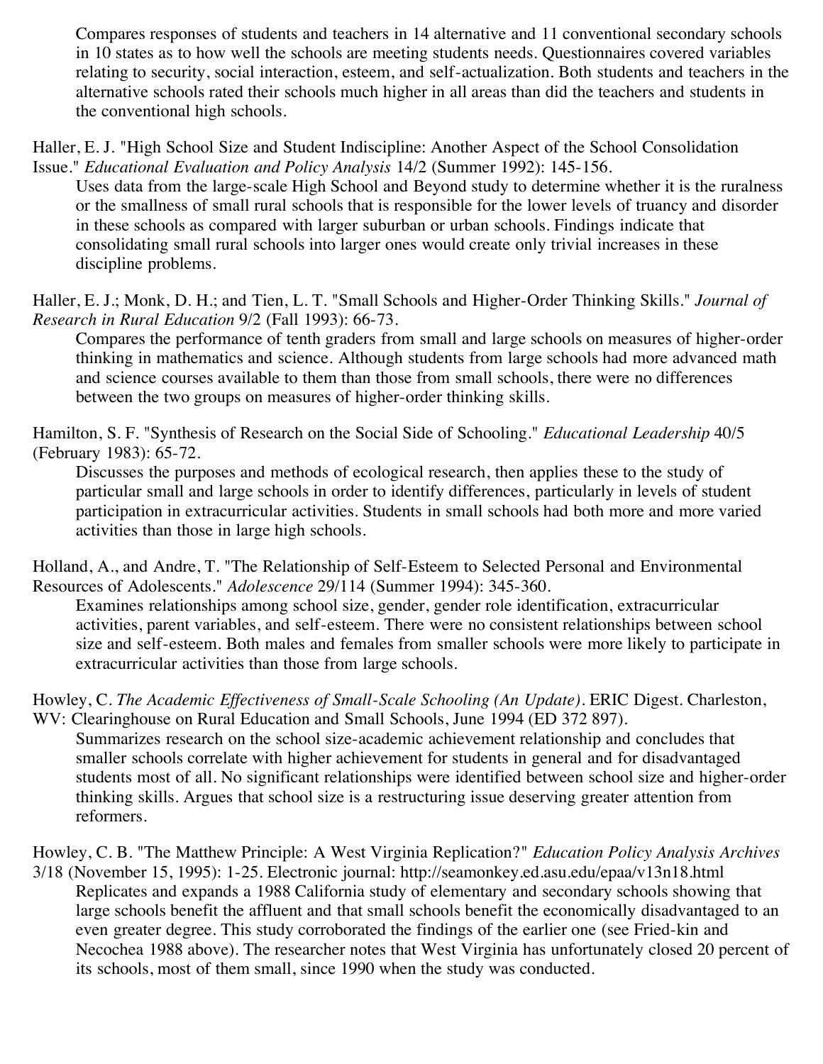Compares responses of students and teachers in 14 alternative and 11 conventional secondary schools in 10 states as to how well the schools are meeting students needs. Questionnaires covered variables relating to security, social interaction, esteem, and self-actualization. Both students and teachers in the alternative schools rated their schools much higher in all areas than did the teachers and students in the conventional high schools.

Haller, E. J. "High School Size and Student Indiscipline: Another Aspect of the School Consolidation Issue." *Educational Evaluation and Policy Analysis* 14/2 (Summer 1992): 145-156.

Uses data from the large-scale High School and Beyond study to determine whether it is the ruralness or the smallness of small rural schools that is responsible for the lower levels of truancy and disorder in these schools as compared with larger suburban or urban schools. Findings indicate that consolidating small rural schools into larger ones would create only trivial increases in these discipline problems.

Haller, E. J.; Monk, D. H.; and Tien, L. T. "Small Schools and Higher-Order Thinking Skills." *Journal of Research in Rural Education* 9/2 (Fall 1993): 66-73.

Compares the performance of tenth graders from small and large schools on measures of higher-order thinking in mathematics and science. Although students from large schools had more advanced math and science courses available to them than those from small schools, there were no differences between the two groups on measures of higher-order thinking skills.

Hamilton, S. F. "Synthesis of Research on the Social Side of Schooling." *Educational Leadership* 40/5 (February 1983): 65-72.

Discusses the purposes and methods of ecological research, then applies these to the study of particular small and large schools in order to identify differences, particularly in levels of student participation in extracurricular activities. Students in small schools had both more and more varied activities than those in large high schools.

Holland, A., and Andre, T. "The Relationship of Self-Esteem to Selected Personal and Environmental Resources of Adolescents." *Adolescence* 29/114 (Summer 1994): 345-360.

Examines relationships among school size, gender, gender role identification, extracurricular activities, parent variables, and self-esteem. There were no consistent relationships between school size and self-esteem. Both males and females from smaller schools were more likely to participate in extracurricular activities than those from large schools.

Howley, C. *The Academic Effectiveness of Small-Scale Schooling (An Update)*. ERIC Digest. Charleston, WV: Clearinghouse on Rural Education and Small Schools, June 1994 (ED 372 897).

Summarizes research on the school size-academic achievement relationship and concludes that smaller schools correlate with higher achievement for students in general and for disadvantaged students most of all. No significant relationships were identified between school size and higher-order thinking skills. Argues that school size is a restructuring issue deserving greater attention from reformers.

Howley, C. B. "The Matthew Principle: A West Virginia Replication?" *Education Policy Analysis Archives* 3/18 (November 15, 1995): 1-25. Electronic journal: http://seamonkey.ed.asu.edu/epaa/v13n18.html

Replicates and expands a 1988 California study of elementary and secondary schools showing that large schools benefit the affluent and that small schools benefit the economically disadvantaged to an even greater degree. This study corroborated the findings of the earlier one (see Fried-kin and Necochea 1988 above). The researcher notes that West Virginia has unfortunately closed 20 percent of its schools, most of them small, since 1990 when the study was conducted.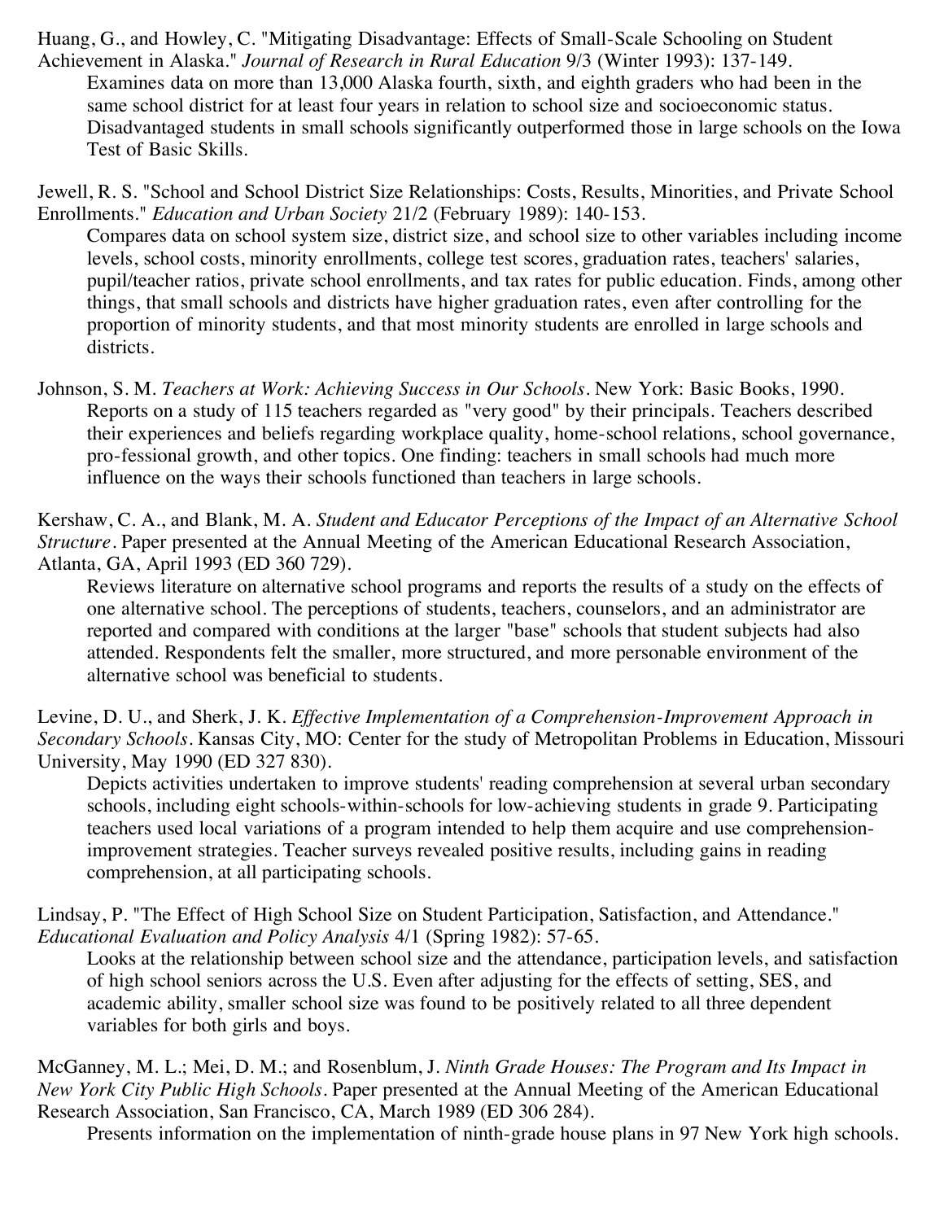Huang, G., and Howley, C. "Mitigating Disadvantage: Effects of Small-Scale Schooling on Student Achievement in Alaska." *Journal of Research in Rural Education* 9/3 (Winter 1993): 137-149.

Examines data on more than 13,000 Alaska fourth, sixth, and eighth graders who had been in the same school district for at least four years in relation to school size and socioeconomic status. Disadvantaged students in small schools significantly outperformed those in large schools on the Iowa Test of Basic Skills.

Jewell, R. S. "School and School District Size Relationships: Costs, Results, Minorities, and Private School Enrollments." *Education and Urban Society* 21/2 (February 1989): 140-153.

Compares data on school system size, district size, and school size to other variables including income levels, school costs, minority enrollments, college test scores, graduation rates, teachers' salaries, pupil/teacher ratios, private school enrollments, and tax rates for public education. Finds, among other things, that small schools and districts have higher graduation rates, even after controlling for the proportion of minority students, and that most minority students are enrolled in large schools and districts.

Johnson, S. M. *Teachers at Work: Achieving Success in Our Schools*. New York: Basic Books, 1990.

Reports on a study of 115 teachers regarded as "very good" by their principals. Teachers described their experiences and beliefs regarding workplace quality, home-school relations, school governance, pro-fessional growth, and other topics. One finding: teachers in small schools had much more influence on the ways their schools functioned than teachers in large schools.

Kershaw, C. A., and Blank, M. A. *Student and Educator Perceptions of the Impact of an Alternative School Structure*. Paper presented at the Annual Meeting of the American Educational Research Association, Atlanta, GA, April 1993 (ED 360 729).

Reviews literature on alternative school programs and reports the results of a study on the effects of one alternative school. The perceptions of students, teachers, counselors, and an administrator are reported and compared with conditions at the larger "base" schools that student subjects had also attended. Respondents felt the smaller, more structured, and more personable environment of the alternative school was beneficial to students.

Levine, D. U., and Sherk, J. K. *Effective Implementation of a Comprehension-Improvement Approach in Secondary Schools*. Kansas City, MO: Center for the study of Metropolitan Problems in Education, Missouri University, May 1990 (ED 327 830).

Depicts activities undertaken to improve students' reading comprehension at several urban secondary schools, including eight schools-within-schools for low-achieving students in grade 9. Participating teachers used local variations of a program intended to help them acquire and use comprehension-improvement strategies. Teacher surveys revealed positive results, including gains in reading comprehension, at all participating schools.

Lindsay, P. "The Effect of High School Size on Student Participation, Satisfaction, and Attendance." *Educational Evaluation and Policy Analysis* 4/1 (Spring 1982): 57-65.

Looks at the relationship between school size and the attendance, participation levels, and satisfaction of high school seniors across the U.S. Even after adjusting for the effects of setting, SES, and academic ability, smaller school size was found to be positively related to all three dependent variables for both girls and boys.

McGanney, M. L.; Mei, D. M.; and Rosenblum, J. *Ninth Grade Houses: The Program and Its Impact in New York City Public High Schools*. Paper presented at the Annual Meeting of the American Educational Research Association, San Francisco, CA, March 1989 (ED 306 284).

Presents information on the implementation of ninth-grade house plans in 97 New York high schools.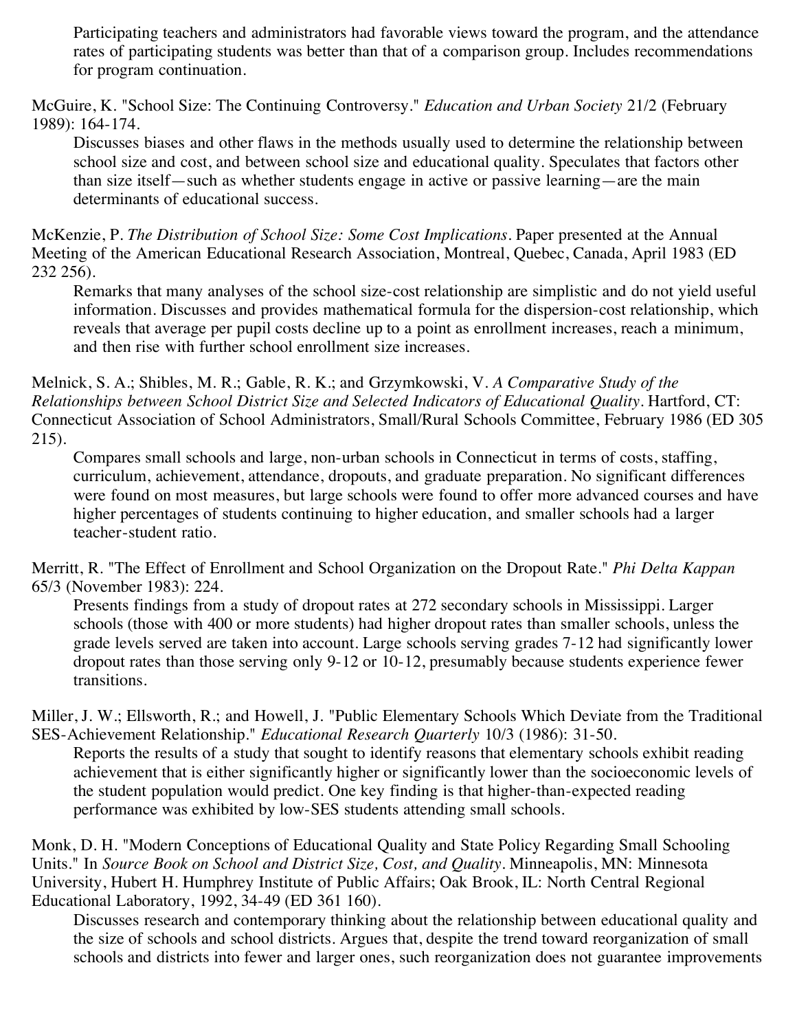Participating teachers and administrators had favorable views toward the program, and the attendance rates of participating students was better than that of a comparison group. Includes recommendations for program continuation.

McGuire, K. "School Size: The Continuing Controversy." *Education and Urban Society* 21/2 (February 1989): 164-174.

Discusses biases and other flaws in the methods usually used to determine the relationship between school size and cost, and between school size and educational quality. Speculates that factors other than size itself—such as whether students engage in active or passive learning—are the main determinants of educational success.

McKenzie, P. *The Distribution of School Size: Some Cost Implications*. Paper presented at the Annual Meeting of the American Educational Research Association, Montreal, Quebec, Canada, April 1983 (ED 232 256).

Remarks that many analyses of the school size-cost relationship are simplistic and do not yield useful information. Discusses and provides mathematical formula for the dispersion-cost relationship, which reveals that average per pupil costs decline up to a point as enrollment increases, reach a minimum, and then rise with further school enrollment size increases.

Melnick, S. A.; Shibles, M. R.; Gable, R. K.; and Grzymkowski, V. *A Comparative Study of the Relationships between School District Size and Selected Indicators of Educational Quality*. Hartford, CT: Connecticut Association of School Administrators, Small/Rural Schools Committee, February 1986 (ED 305 215).

Compares small schools and large, non-urban schools in Connecticut in terms of costs, staffing, curriculum, achievement, attendance, dropouts, and graduate preparation. No significant differences were found on most measures, but large schools were found to offer more advanced courses and have higher percentages of students continuing to higher education, and smaller schools had a larger teacher-student ratio.

Merritt, R. "The Effect of Enrollment and School Organization on the Dropout Rate." *Phi Delta Kappan* 65/3 (November 1983): 224.

Presents findings from a study of dropout rates at 272 secondary schools in Mississippi. Larger schools (those with 400 or more students) had higher dropout rates than smaller schools, unless the grade levels served are taken into account. Large schools serving grades 7-12 had significantly lower dropout rates than those serving only 9-12 or 10-12, presumably because students experience fewer transitions.

Miller, J. W.; Ellsworth, R.; and Howell, J. "Public Elementary Schools Which Deviate from the Traditional SES-Achievement Relationship." *Educational Research Quarterly* 10/3 (1986): 31-50.

Reports the results of a study that sought to identify reasons that elementary schools exhibit reading achievement that is either significantly higher or significantly lower than the socioeconomic levels of the student population would predict. One key finding is that higher-than-expected reading performance was exhibited by low-SES students attending small schools.

Monk, D. H. "Modern Conceptions of Educational Quality and State Policy Regarding Small Schooling Units." In *Source Book on School and District Size, Cost, and Quality*. Minneapolis, MN: Minnesota University, Hubert H. Humphrey Institute of Public Affairs; Oak Brook, IL: North Central Regional Educational Laboratory, 1992, 34-49 (ED 361 160).

Discusses research and contemporary thinking about the relationship between educational quality and the size of schools and school districts. Argues that, despite the trend toward reorganization of small schools and districts into fewer and larger ones, such reorganization does not guarantee improvements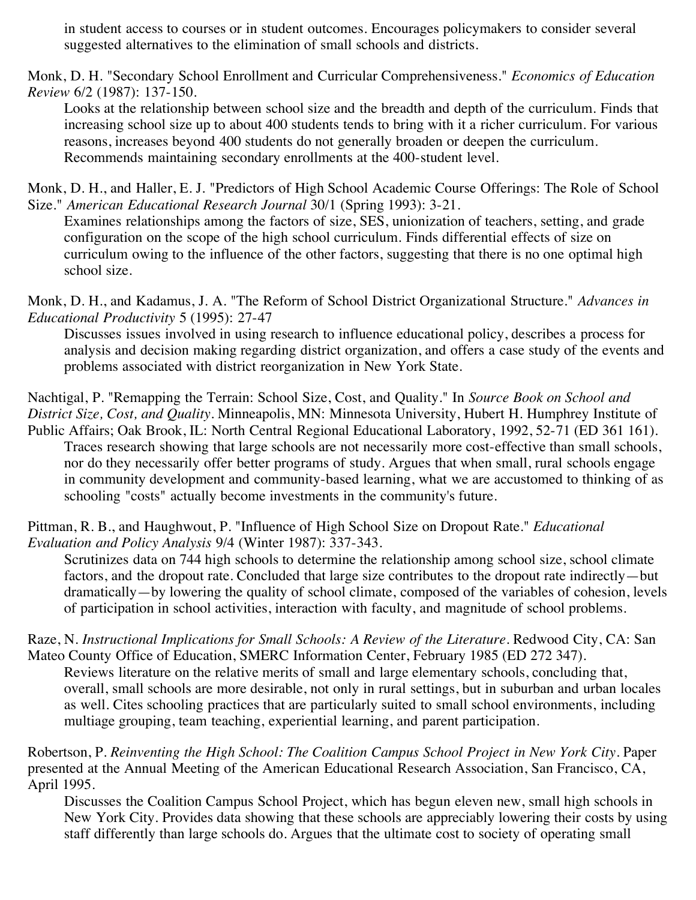in student access to courses or in student outcomes. Encourages policymakers to consider several suggested alternatives to the elimination of small schools and districts.

Monk, D. H. "Secondary School Enrollment and Curricular Comprehensiveness." *Economics of Education Review* 6/2 (1987): 137-150.

Looks at the relationship between school size and the breadth and depth of the curriculum. Finds that increasing school size up to about 400 students tends to bring with it a richer curriculum. For various reasons, increases beyond 400 students do not generally broaden or deepen the curriculum. Recommends maintaining secondary enrollments at the 400-student level.

Monk, D. H., and Haller, E. J. "Predictors of High School Academic Course Offerings: The Role of School Size." *American Educational Research Journal* 30/1 (Spring 1993): 3-21.

Examines relationships among the factors of size, SES, unionization of teachers, setting, and grade configuration on the scope of the high school curriculum. Finds differential effects of size on curriculum owing to the influence of the other factors, suggesting that there is no one optimal high school size.

Monk, D. H., and Kadamus, J. A. "The Reform of School District Organizational Structure." *Advances in Educational Productivity* 5 (1995): 27-47

Discusses issues involved in using research to influence educational policy, describes a process for analysis and decision making regarding district organization, and offers a case study of the events and problems associated with district reorganization in New York State.

Nachtigal, P. "Remapping the Terrain: School Size, Cost, and Quality." In *Source Book on School and District Size, Cost, and Quality*. Minneapolis, MN: Minnesota University, Hubert H. Humphrey Institute of Public Affairs; Oak Brook, IL: North Central Regional Educational Laboratory, 1992, 52-71 (ED 361 161).

Traces research showing that large schools are not necessarily more cost-effective than small schools, nor do they necessarily offer better programs of study. Argues that when small, rural schools engage in community development and community-based learning, what we are accustomed to thinking of as schooling "costs" actually become investments in the community's future.

Pittman, R. B., and Haughwout, P. "Influence of High School Size on Dropout Rate." *Educational Evaluation and Policy Analysis* 9/4 (Winter 1987): 337-343.

Scrutinizes data on 744 high schools to determine the relationship among school size, school climate factors, and the dropout rate. Concluded that large size contributes to the dropout rate indirectly—but dramatically—by lowering the quality of school climate, composed of the variables of cohesion, levels of participation in school activities, interaction with faculty, and magnitude of school problems.

Raze, N. *Instructional Implications for Small Schools: A Review of the Literature*. Redwood City, CA: San Mateo County Office of Education, SMERC Information Center, February 1985 (ED 272 347).

Reviews literature on the relative merits of small and large elementary schools, concluding that, overall, small schools are more desirable, not only in rural settings, but in suburban and urban locales as well. Cites schooling practices that are particularly suited to small school environments, including multiage grouping, team teaching, experiential learning, and parent participation.

Robertson, P. *Reinventing the High School: The Coalition Campus School Project in New York City*. Paper presented at the Annual Meeting of the American Educational Research Association, San Francisco, CA, April 1995.

Discusses the Coalition Campus School Project, which has begun eleven new, small high schools in New York City. Provides data showing that these schools are appreciably lowering their costs by using staff differently than large schools do. Argues that the ultimate cost to society of operating small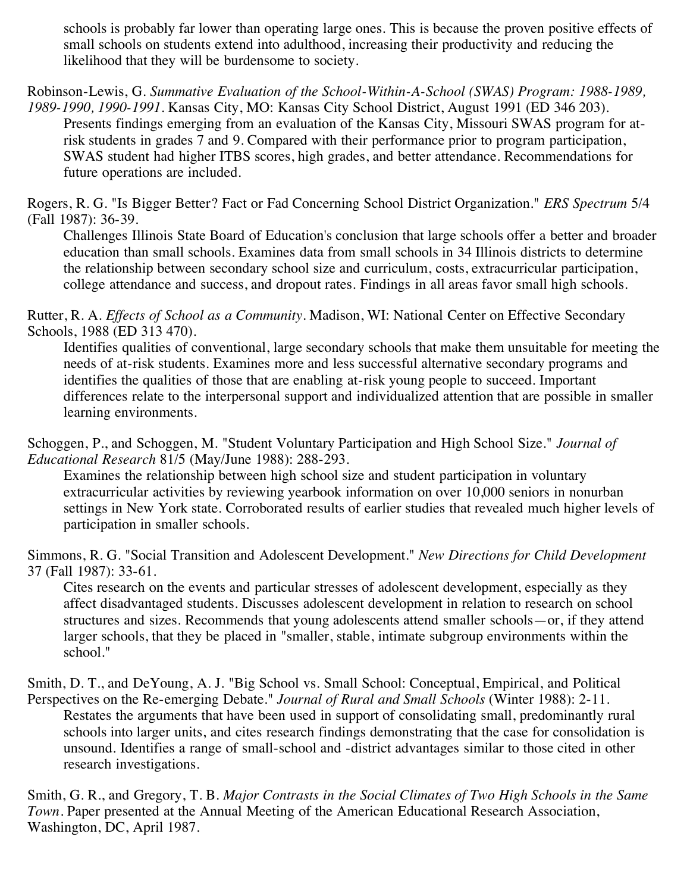schools is probably far lower than operating large ones. This is because the proven positive effects of small schools on students extend into adulthood, increasing their productivity and reducing the likelihood that they will be burdensome to society.

Robinson-Lewis, G. *Summative Evaluation of the School-Within-A-School (SWAS) Program: 1988-1989, 1989-1990, 1990-1991*. Kansas City, MO: Kansas City School District, August 1991 (ED 346 203).

Presents findings emerging from an evaluation of the Kansas City, Missouri SWAS program for at-risk students in grades 7 and 9. Compared with their performance prior to program participation, SWAS student had higher ITBS scores, high grades, and better attendance. Recommendations for future operations are included.

Rogers, R. G. "Is Bigger Better? Fact or Fad Concerning School District Organization." *ERS Spectrum* 5/4 (Fall 1987): 36-39.

Challenges Illinois State Board of Education's conclusion that large schools offer a better and broader education than small schools. Examines data from small schools in 34 Illinois districts to determine the relationship between secondary school size and curriculum, costs, extracurricular participation, college attendance and success, and dropout rates. Findings in all areas favor small high schools.

Rutter, R. A. *Effects of School as a Community*. Madison, WI: National Center on Effective Secondary Schools, 1988 (ED 313 470).

Identifies qualities of conventional, large secondary schools that make them unsuitable for meeting the needs of at-risk students. Examines more and less successful alternative secondary programs and identifies the qualities of those that are enabling at-risk young people to succeed. Important differences relate to the interpersonal support and individualized attention that are possible in smaller learning environments.

Schoggen, P., and Schoggen, M. "Student Voluntary Participation and High School Size." *Journal of Educational Research* 81/5 (May/June 1988): 288-293.

Examines the relationship between high school size and student participation in voluntary extracurricular activities by reviewing yearbook information on over 10,000 seniors in nonurban settings in New York state. Corroborated results of earlier studies that revealed much higher levels of participation in smaller schools.

Simmons, R. G. "Social Transition and Adolescent Development." *New Directions for Child Development* 37 (Fall 1987): 33-61.

Cites research on the events and particular stresses of adolescent development, especially as they affect disadvantaged students. Discusses adolescent development in relation to research on school structures and sizes. Recommends that young adolescents attend smaller schools—or, if they attend larger schools, that they be placed in "smaller, stable, intimate subgroup environments within the school."

Smith, D. T., and DeYoung, A. J. "Big School vs. Small School: Conceptual, Empirical, and Political Perspectives on the Re-emerging Debate." *Journal of Rural and Small Schools* (Winter 1988): 2-11.

Restates the arguments that have been used in support of consolidating small, predominantly rural schools into larger units, and cites research findings demonstrating that the case for consolidation is unsound. Identifies a range of small-school and -district advantages similar to those cited in other research investigations.

Smith, G. R., and Gregory, T. B. *Major Contrasts in the Social Climates of Two High Schools in the Same Town*. Paper presented at the Annual Meeting of the American Educational Research Association, Washington, DC, April 1987.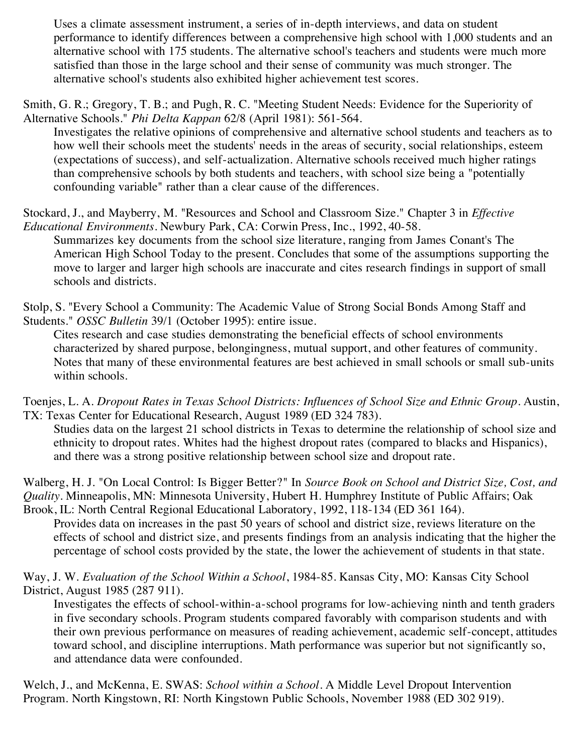Uses a climate assessment instrument, a series of in-depth interviews, and data on student performance to identify differences between a comprehensive high school with 1,000 students and an alternative school with 175 students. The alternative school's teachers and students were much more satisfied than those in the large school and their sense of community was much stronger. The alternative school's students also exhibited higher achievement test scores.

Smith, G. R.; Gregory, T. B.; and Pugh, R. C. "Meeting Student Needs: Evidence for the Superiority of Alternative Schools." *Phi Delta Kappan* 62/8 (April 1981): 561-564.

Investigates the relative opinions of comprehensive and alternative school students and teachers as to how well their schools meet the students' needs in the areas of security, social relationships, esteem (expectations of success), and self-actualization. Alternative schools received much higher ratings than comprehensive schools by both students and teachers, with school size being a "potentially confounding variable" rather than a clear cause of the differences.

Stockard, J., and Mayberry, M. "Resources and School and Classroom Size." Chapter 3 in *Effective Educational Environments*. Newbury Park, CA: Corwin Press, Inc., 1992, 40-58.

Summarizes key documents from the school size literature, ranging from James Conant's The American High School Today to the present. Concludes that some of the assumptions supporting the move to larger and larger high schools are inaccurate and cites research findings in support of small schools and districts.

Stolp, S. "Every School a Community: The Academic Value of Strong Social Bonds Among Staff and Students." *OSSC Bulletin* 39/1 (October 1995): entire issue.

Cites research and case studies demonstrating the beneficial effects of school environments characterized by shared purpose, belongingness, mutual support, and other features of community. Notes that many of these environmental features are best achieved in small schools or small sub-units within schools.

Toenjes, L. A. *Dropout Rates in Texas School Districts: Influences of School Size and Ethnic Group*. Austin, TX: Texas Center for Educational Research, August 1989 (ED 324 783).

Studies data on the largest 21 school districts in Texas to determine the relationship of school size and ethnicity to dropout rates. Whites had the highest dropout rates (compared to blacks and Hispanics), and there was a strong positive relationship between school size and dropout rate.

Walberg, H. J. "On Local Control: Is Bigger Better?" In *Source Book on School and District Size, Cost, and Quality*. Minneapolis, MN: Minnesota University, Hubert H. Humphrey Institute of Public Affairs; Oak Brook, IL: North Central Regional Educational Laboratory, 1992, 118-134 (ED 361 164).

Provides data on increases in the past 50 years of school and district size, reviews literature on the effects of school and district size, and presents findings from an analysis indicating that the higher the percentage of school costs provided by the state, the lower the achievement of students in that state.

Way, J. W. *Evaluation of the School Within a School*, 1984-85. Kansas City, MO: Kansas City School District, August 1985 (287 911).

Investigates the effects of school-within-a-school programs for low-achieving ninth and tenth graders in five secondary schools. Program students compared favorably with comparison students and with their own previous performance on measures of reading achievement, academic self-concept, attitudes toward school, and discipline interruptions. Math performance was superior but not significantly so, and attendance data were confounded.

Welch, J., and McKenna, E. SWAS: *School within a School*. A Middle Level Dropout Intervention Program. North Kingstown, RI: North Kingstown Public Schools, November 1988 (ED 302 919).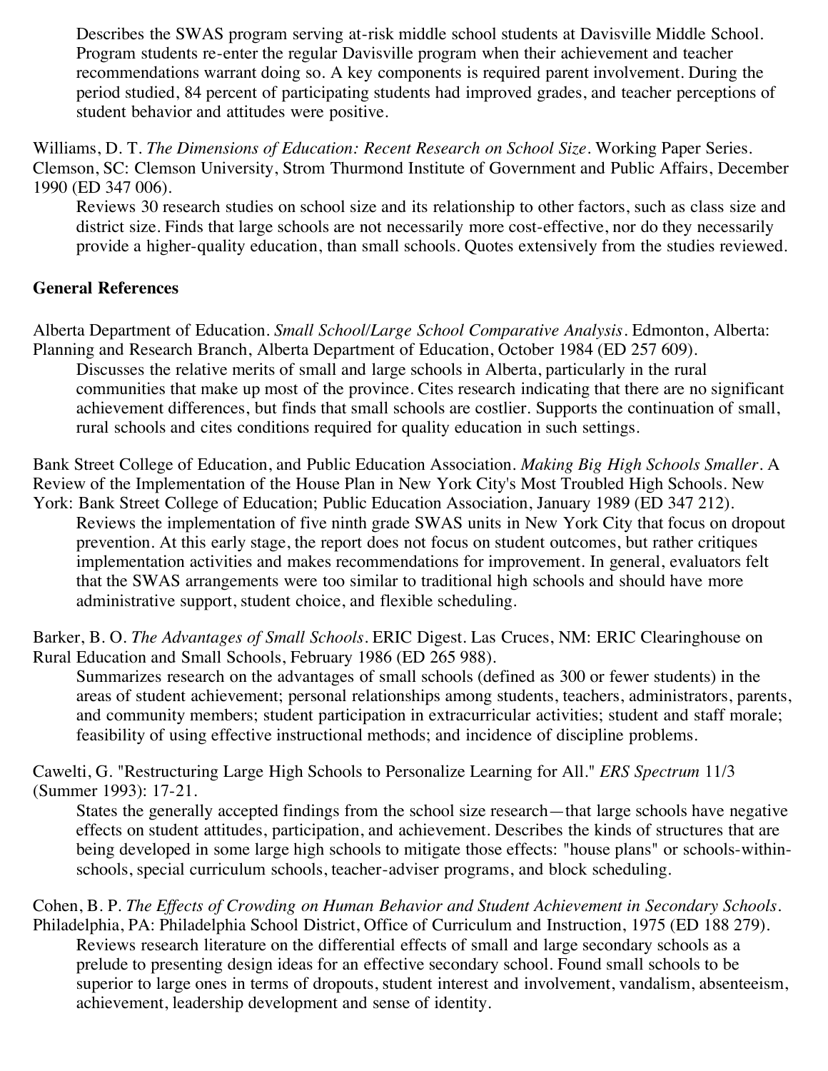Describes the SWAS program serving at-risk middle school students at Davisville Middle School. Program students re-enter the regular Davisville program when their achievement and teacher recommendations warrant doing so. A key components is required parent involvement. During the period studied, 84 percent of participating students had improved grades, and teacher perceptions of student behavior and attitudes were positive.

Williams, D. T. *The Dimensions of Education: Recent Research on School Size*. Working Paper Series. Clemson, SC: Clemson University, Strom Thurmond Institute of Government and Public Affairs, December 1990 (ED 347 006).

Reviews 30 research studies on school size and its relationship to other factors, such as class size and district size. Finds that large schools are not necessarily more cost-effective, nor do they necessarily provide a higher-quality education, than small schools. Quotes extensively from the studies reviewed.

**General References**

Alberta Department of Education. *Small School/Large School Comparative Analysis*. Edmonton, Alberta: Planning and Research Branch, Alberta Department of Education, October 1984 (ED 257 609).

Discusses the relative merits of small and large schools in Alberta, particularly in the rural communities that make up most of the province. Cites research indicating that there are no significant achievement differences, but finds that small schools are costlier. Supports the continuation of small, rural schools and cites conditions required for quality education in such settings.

Bank Street College of Education, and Public Education Association. *Making Big High Schools Smaller*. A Review of the Implementation of the House Plan in New York City's Most Troubled High Schools. New York: Bank Street College of Education; Public Education Association, January 1989 (ED 347 212).

Reviews the implementation of five ninth grade SWAS units in New York City that focus on dropout prevention. At this early stage, the report does not focus on student outcomes, but rather critiques implementation activities and makes recommendations for improvement. In general, evaluators felt that the SWAS arrangements were too similar to traditional high schools and should have more administrative support, student choice, and flexible scheduling.

Barker, B. O. *The Advantages of Small Schools*. ERIC Digest. Las Cruces, NM: ERIC Clearinghouse on Rural Education and Small Schools, February 1986 (ED 265 988).

Summarizes research on the advantages of small schools (defined as 300 or fewer students) in the areas of student achievement; personal relationships among students, teachers, administrators, parents, and community members; student participation in extracurricular activities; student and staff morale; feasibility of using effective instructional methods; and incidence of discipline problems.

Cawelti, G. "Restructuring Large High Schools to Personalize Learning for All." *ERS Spectrum* 11/3 (Summer 1993): 17-21.

States the generally accepted findings from the school size research—that large schools have negative effects on student attitudes, participation, and achievement. Describes the kinds of structures that are being developed in some large high schools to mitigate those effects: "house plans" or schools-within-schools, special curriculum schools, teacher-adviser programs, and block scheduling.

Cohen, B. P. *The Effects of Crowding on Human Behavior and Student Achievement in Secondary Schools*. Philadelphia, PA: Philadelphia School District, Office of Curriculum and Instruction, 1975 (ED 188 279).

Reviews research literature on the differential effects of small and large secondary schools as a prelude to presenting design ideas for an effective secondary school. Found small schools to be superior to large ones in terms of dropouts, student interest and involvement, vandalism, absenteeism, achievement, leadership development and sense of identity.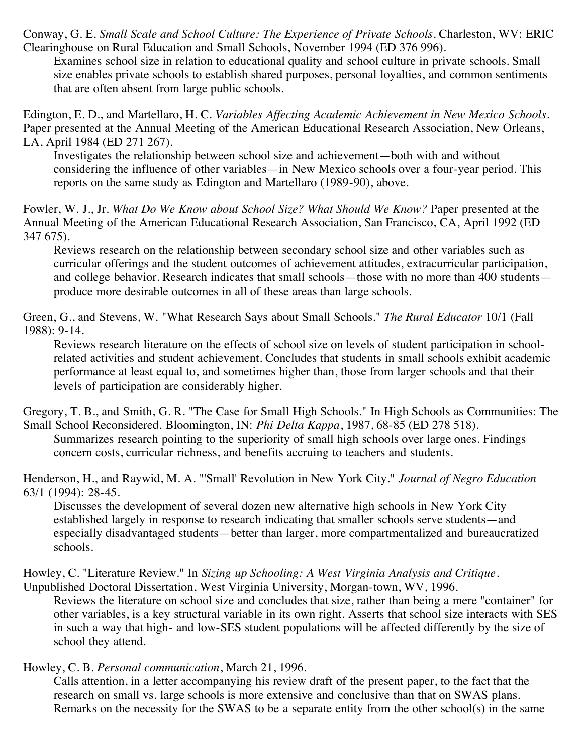Conway, G. E. *Small Scale and School Culture: The Experience of Private Schools*. Charleston, WV: ERIC Clearinghouse on Rural Education and Small Schools, November 1994 (ED 376 996).

Examines school size in relation to educational quality and school culture in private schools. Small size enables private schools to establish shared purposes, personal loyalties, and common sentiments that are often absent from large public schools.

Edington, E. D., and Martellaro, H. C. *Variables Affecting Academic Achievement in New Mexico Schools*. Paper presented at the Annual Meeting of the American Educational Research Association, New Orleans, LA, April 1984 (ED 271 267).

Investigates the relationship between school size and achievement—both with and without considering the influence of other variables—in New Mexico schools over a four-year period. This reports on the same study as Edington and Martellaro (1989-90), above.

Fowler, W. J., Jr. *What Do We Know about School Size? What Should We Know?* Paper presented at the Annual Meeting of the American Educational Research Association, San Francisco, CA, April 1992 (ED 347 675).

Reviews research on the relationship between secondary school size and other variables such as curricular offerings and the student outcomes of achievement attitudes, extracurricular participation, and college behavior. Research indicates that small schools—those with no more than 400 students—produce more desirable outcomes in all of these areas than large schools.

Green, G., and Stevens, W. "What Research Says about Small Schools." *The Rural Educator* 10/1 (Fall 1988): 9-14.

Reviews research literature on the effects of school size on levels of student participation in school-related activities and student achievement. Concludes that students in small schools exhibit academic performance at least equal to, and sometimes higher than, those from larger schools and that their levels of participation are considerably higher.

Gregory, T. B., and Smith, G. R. "The Case for Small High Schools." In High Schools as Communities: The Small School Reconsidered. Bloomington, IN: *Phi Delta Kappa*, 1987, 68-85 (ED 278 518).

Summarizes research pointing to the superiority of small high schools over large ones. Findings concern costs, curricular richness, and benefits accruing to teachers and students.

Henderson, H., and Raywid, M. A. "'Small' Revolution in New York City." *Journal of Negro Education* 63/1 (1994): 28-45.

Discusses the development of several dozen new alternative high schools in New York City established largely in response to research indicating that smaller schools serve students—and especially disadvantaged students—better than larger, more compartmentalized and bureaucratized schools.

Howley, C. "Literature Review." In *Sizing up Schooling: A West Virginia Analysis and Critique*. Unpublished Doctoral Dissertation, West Virginia University, Morgan-town, WV, 1996.

Reviews the literature on school size and concludes that size, rather than being a mere "container" for other variables, is a key structural variable in its own right. Asserts that school size interacts with SES in such a way that high- and low-SES student populations will be affected differently by the size of school they attend.

Howley, C. B. *Personal communication*, March 21, 1996.

Calls attention, in a letter accompanying his review draft of the present paper, to the fact that the research on small vs. large schools is more extensive and conclusive than that on SWAS plans. Remarks on the necessity for the SWAS to be a separate entity from the other school(s) in the same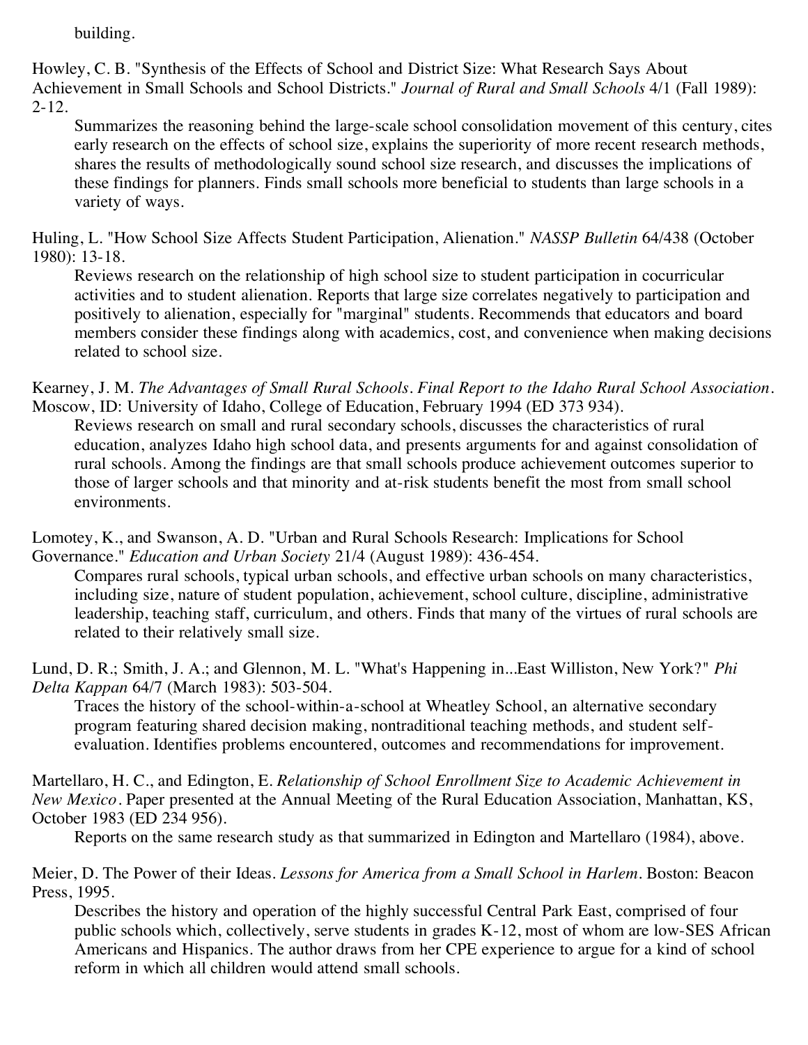building.

Howley, C. B. "Synthesis of the Effects of School and District Size: What Research Says About Achievement in Small Schools and School Districts." *Journal of Rural and Small Schools* 4/1 (Fall 1989): 2-12.

Summarizes the reasoning behind the large-scale school consolidation movement of this century, cites early research on the effects of school size, explains the superiority of more recent research methods, shares the results of methodologically sound school size research, and discusses the implications of these findings for planners. Finds small schools more beneficial to students than large schools in a variety of ways.

Huling, L. "How School Size Affects Student Participation, Alienation." *NASSP Bulletin* 64/438 (October 1980): 13-18.

Reviews research on the relationship of high school size to student participation in cocurricular activities and to student alienation. Reports that large size correlates negatively to participation and positively to alienation, especially for "marginal" students. Recommends that educators and board members consider these findings along with academics, cost, and convenience when making decisions related to school size.

Kearney, J. M. *The Advantages of Small Rural Schools. Final Report to the Idaho Rural School Association.* Moscow, ID: University of Idaho, College of Education, February 1994 (ED 373 934).

Reviews research on small and rural secondary schools, discusses the characteristics of rural education, analyzes Idaho high school data, and presents arguments for and against consolidation of rural schools. Among the findings are that small schools produce achievement outcomes superior to those of larger schools and that minority and at-risk students benefit the most from small school environments.

Lomotey, K., and Swanson, A. D. "Urban and Rural Schools Research: Implications for School Governance." *Education and Urban Society* 21/4 (August 1989): 436-454.

Compares rural schools, typical urban schools, and effective urban schools on many characteristics, including size, nature of student population, achievement, school culture, discipline, administrative leadership, teaching staff, curriculum, and others. Finds that many of the virtues of rural schools are related to their relatively small size.

Lund, D. R.; Smith, J. A.; and Glennon, M. L. "What's Happening in...East Williston, New York?" *Phi Delta Kappan* 64/7 (March 1983): 503-504.

Traces the history of the school-within-a-school at Wheatley School, an alternative secondary program featuring shared decision making, nontraditional teaching methods, and student self-evaluation. Identifies problems encountered, outcomes and recommendations for improvement.

Martellaro, H. C., and Edington, E. *Relationship of School Enrollment Size to Academic Achievement in New Mexico*. Paper presented at the Annual Meeting of the Rural Education Association, Manhattan, KS, October 1983 (ED 234 956).

Reports on the same research study as that summarized in Edington and Martellaro (1984), above.

Meier, D. The Power of their Ideas. *Lessons for America from a Small School in Harlem*. Boston: Beacon Press, 1995.

Describes the history and operation of the highly successful Central Park East, comprised of four public schools which, collectively, serve students in grades K-12, most of whom are low-SES African Americans and Hispanics. The author draws from her CPE experience to argue for a kind of school reform in which all children would attend small schools.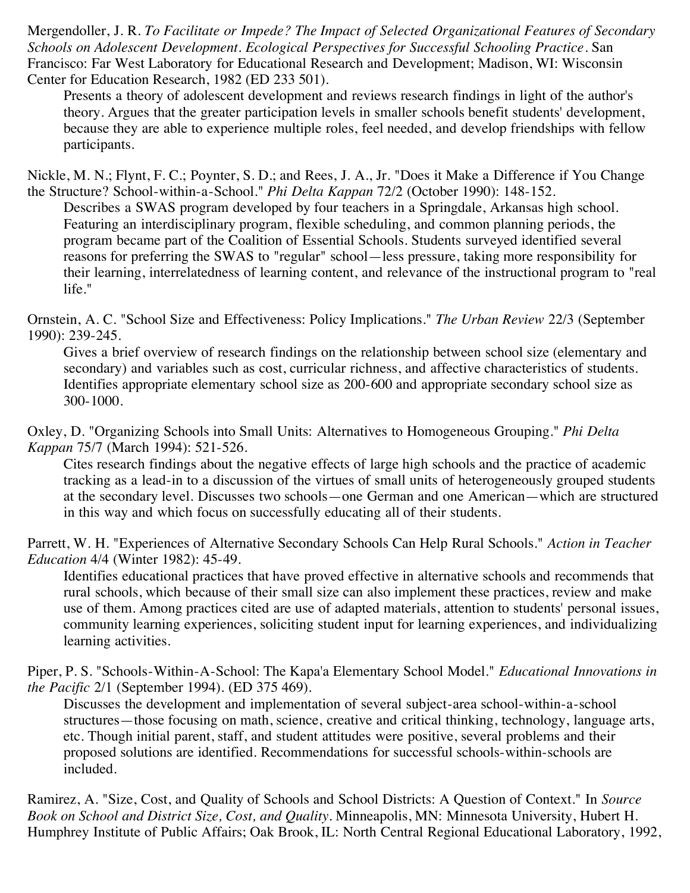Mergendoller, J. R. *To Facilitate or Impede? The Impact of Selected Organizational Features of Secondary Schools on Adolescent Development. Ecological Perspectives for Successful Schooling Practice*. San Francisco: Far West Laboratory for Educational Research and Development; Madison, WI: Wisconsin Center for Education Research, 1982 (ED 233 501).

Presents a theory of adolescent development and reviews research findings in light of the author's theory. Argues that the greater participation levels in smaller schools benefit students' development, because they are able to experience multiple roles, feel needed, and develop friendships with fellow participants.

Nickle, M. N.; Flynt, F. C.; Poynter, S. D.; and Rees, J. A., Jr. "Does it Make a Difference if You Change the Structure? School-within-a-School." *Phi Delta Kappan* 72/2 (October 1990): 148-152.

Describes a SWAS program developed by four teachers in a Springdale, Arkansas high school. Featuring an interdisciplinary program, flexible scheduling, and common planning periods, the program became part of the Coalition of Essential Schools. Students surveyed identified several reasons for preferring the SWAS to "regular" school—less pressure, taking more responsibility for their learning, interrelatedness of learning content, and relevance of the instructional program to "real life."

Ornstein, A. C. "School Size and Effectiveness: Policy Implications." *The Urban Review* 22/3 (September 1990): 239-245.

Gives a brief overview of research findings on the relationship between school size (elementary and secondary) and variables such as cost, curricular richness, and affective characteristics of students. Identifies appropriate elementary school size as 200-600 and appropriate secondary school size as 300-1000.

Oxley, D. "Organizing Schools into Small Units: Alternatives to Homogeneous Grouping." *Phi Delta Kappan* 75/7 (March 1994): 521-526.

Cites research findings about the negative effects of large high schools and the practice of academic tracking as a lead-in to a discussion of the virtues of small units of heterogeneously grouped students at the secondary level. Discusses two schools—one German and one American—which are structured in this way and which focus on successfully educating all of their students.

Parrett, W. H. "Experiences of Alternative Secondary Schools Can Help Rural Schools." *Action in Teacher Education* 4/4 (Winter 1982): 45-49.

Identifies educational practices that have proved effective in alternative schools and recommends that rural schools, which because of their small size can also implement these practices, review and make use of them. Among practices cited are use of adapted materials, attention to students' personal issues, community learning experiences, soliciting student input for learning experiences, and individualizing learning activities.

Piper, P. S. "Schools-Within-A-School: The Kapa'a Elementary School Model." *Educational Innovations in the Pacific* 2/1 (September 1994). (ED 375 469).

Discusses the development and implementation of several subject-area school-within-a-school structures—those focusing on math, science, creative and critical thinking, technology, language arts, etc. Though initial parent, staff, and student attitudes were positive, several problems and their proposed solutions are identified. Recommendations for successful schools-within-schools are included.

Ramirez, A. "Size, Cost, and Quality of Schools and School Districts: A Question of Context." In *Source Book on School and District Size, Cost, and Quality*. Minneapolis, MN: Minnesota University, Hubert H. Humphrey Institute of Public Affairs; Oak Brook, IL: North Central Regional Educational Laboratory, 1992,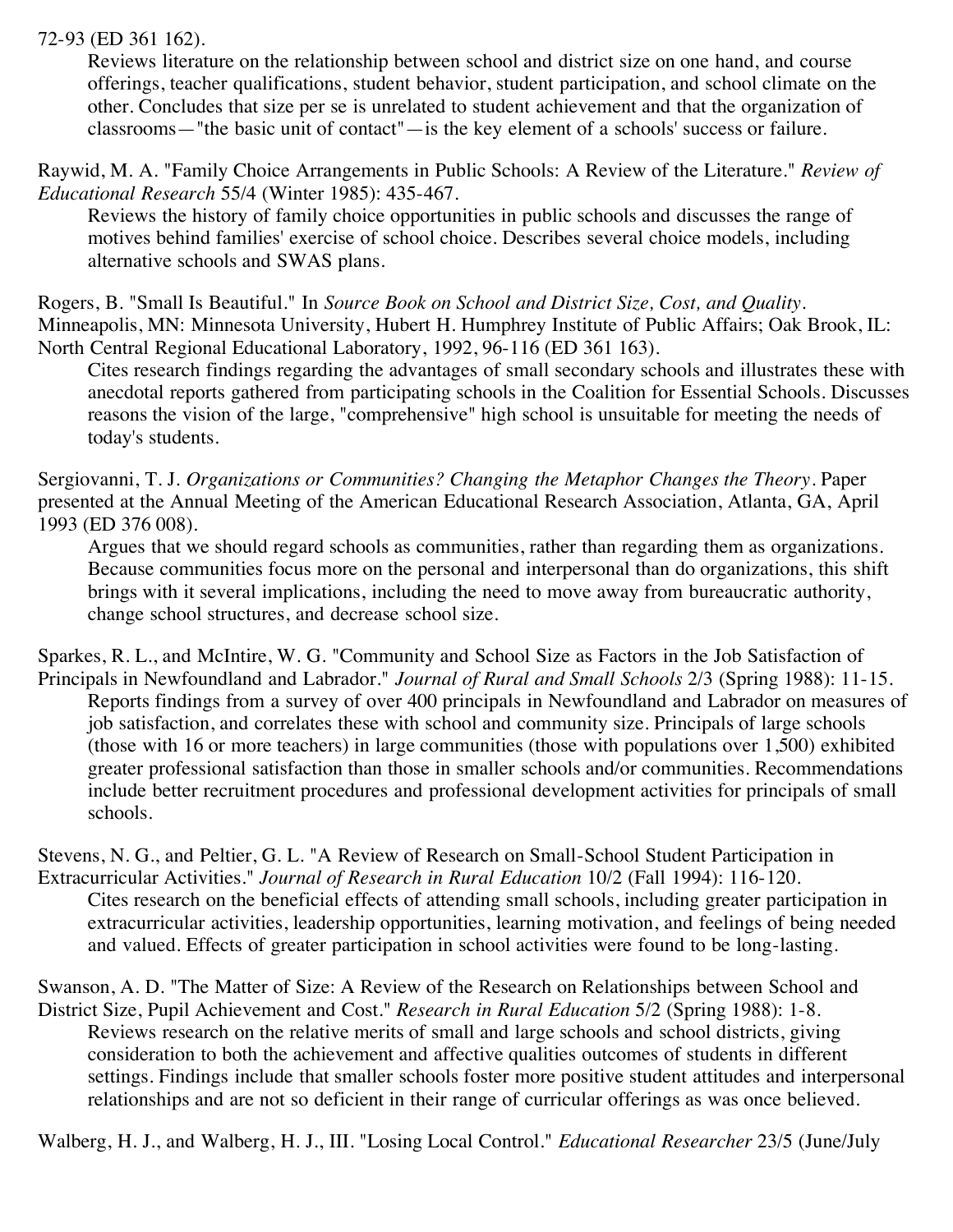72-93 (ED 361 162).

Reviews literature on the relationship between school and district size on one hand, and course offerings, teacher qualifications, student behavior, student participation, and school climate on the other. Concludes that size per se is unrelated to student achievement and that the organization of classrooms—"the basic unit of contact"—is the key element of a schools' success or failure.

Raywid, M. A. "Family Choice Arrangements in Public Schools: A Review of the Literature." *Review of Educational Research* 55/4 (Winter 1985): 435-467.

Reviews the history of family choice opportunities in public schools and discusses the range of motives behind families' exercise of school choice. Describes several choice models, including alternative schools and SWAS plans.

Rogers, B. "Small Is Beautiful." In *Source Book on School and District Size, Cost, and Quality*. Minneapolis, MN: Minnesota University, Hubert H. Humphrey Institute of Public Affairs; Oak Brook, IL: North Central Regional Educational Laboratory, 1992, 96-116 (ED 361 163).

Cites research findings regarding the advantages of small secondary schools and illustrates these with anecdotal reports gathered from participating schools in the Coalition for Essential Schools. Discusses reasons the vision of the large, "comprehensive" high school is unsuitable for meeting the needs of today's students.

Sergiovanni, T. J. *Organizations or Communities? Changing the Metaphor Changes the Theory*. Paper presented at the Annual Meeting of the American Educational Research Association, Atlanta, GA, April 1993 (ED 376 008).

Argues that we should regard schools as communities, rather than regarding them as organizations. Because communities focus more on the personal and interpersonal than do organizations, this shift brings with it several implications, including the need to move away from bureaucratic authority, change school structures, and decrease school size.

Sparkes, R. L., and McIntire, W. G. "Community and School Size as Factors in the Job Satisfaction of Principals in Newfoundland and Labrador." *Journal of Rural and Small Schools* 2/3 (Spring 1988): 11-15.

Reports findings from a survey of over 400 principals in Newfoundland and Labrador on measures of job satisfaction, and correlates these with school and community size. Principals of large schools (those with 16 or more teachers) in large communities (those with populations over 1,500) exhibited greater professional satisfaction than those in smaller schools and/or communities. Recommendations include better recruitment procedures and professional development activities for principals of small schools.

Stevens, N. G., and Peltier, G. L. "A Review of Research on Small-School Student Participation in Extracurricular Activities." *Journal of Research in Rural Education* 10/2 (Fall 1994): 116-120.

Cites research on the beneficial effects of attending small schools, including greater participation in extracurricular activities, leadership opportunities, learning motivation, and feelings of being needed and valued. Effects of greater participation in school activities were found to be long-lasting.

Swanson, A. D. "The Matter of Size: A Review of the Research on Relationships between School and District Size, Pupil Achievement and Cost." *Research in Rural Education* 5/2 (Spring 1988): 1-8.

Reviews research on the relative merits of small and large schools and school districts, giving consideration to both the achievement and affective qualities outcomes of students in different settings. Findings include that smaller schools foster more positive student attitudes and interpersonal relationships and are not so deficient in their range of curricular offerings as was once believed.

Walberg, H. J., and Walberg, H. J., III. "Losing Local Control." *Educational Researcher* 23/5 (June/July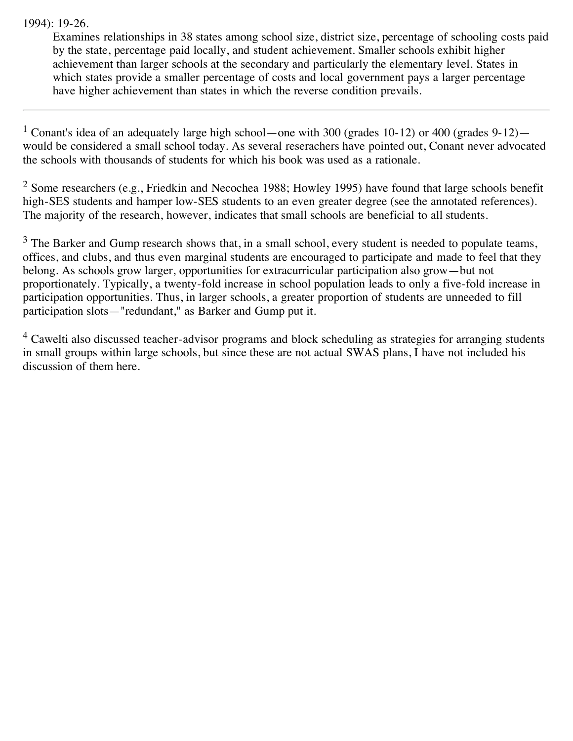1994): 19-26.

Examines relationships in 38 states among school size, district size, percentage of schooling costs paid by the state, percentage paid locally, and student achievement. Smaller schools exhibit higher achievement than larger schools at the secondary and particularly the elementary level. States in which states provide a smaller percentage of costs and local government pays a larger percentage have higher achievement than states in which the reverse condition prevails.

---

[1] Conant's idea of an adequately large high school—one with 300 (grades 10-12) or 400 (grades 9-12)—would be considered a small school today. As several reserachers have pointed out, Conant never advocated the schools with thousands of students for which his book was used as a rationale.

[2] Some researchers (e.g., Friedkin and Necochea 1988; Howley 1995) have found that large schools benefit high-SES students and hamper low-SES students to an even greater degree (see the annotated references). The majority of the research, however, indicates that small schools are beneficial to all students.

[3] The Barker and Gump research shows that, in a small school, every student is needed to populate teams, offices, and clubs, and thus even marginal students are encouraged to participate and made to feel that they belong. As schools grow larger, opportunities for extracurricular participation also grow—but not proportionately. Typically, a twenty-fold increase in school population leads to only a five-fold increase in participation opportunities. Thus, in larger schools, a greater proportion of students are unneeded to fill participation slots—"redundant," as Barker and Gump put it.

[4] Cawelti also discussed teacher-advisor programs and block scheduling as strategies for arranging students in small groups within large schools, but since these are not actual SWAS plans, I have not included his discussion of them here.